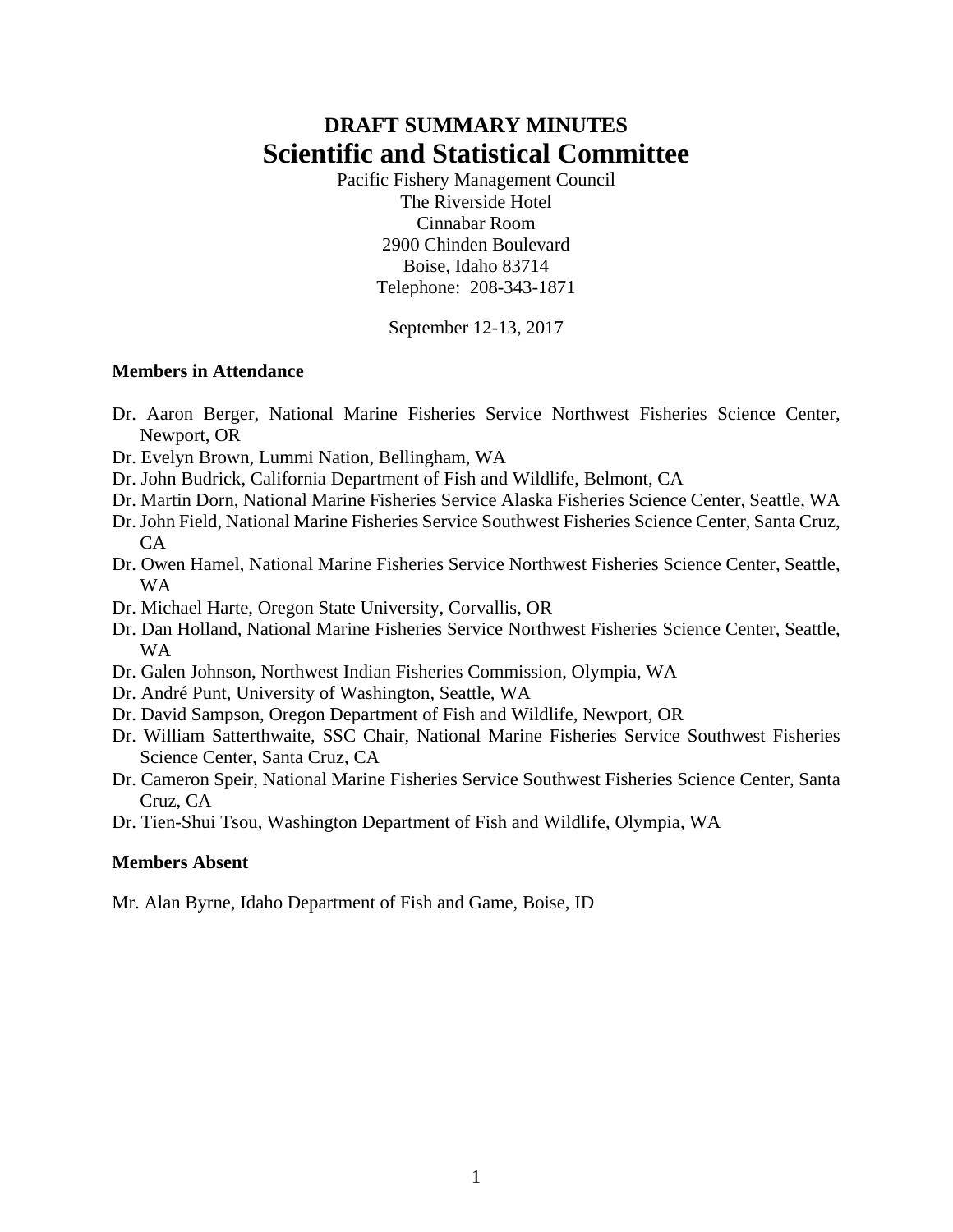# DRAFT SUMMARY MINUTES
# Scientific and Statistical Committee

Pacific Fishery Management Council
The Riverside Hotel
Cinnabar Room
2900 Chinden Boulevard
Boise, Idaho 83714
Telephone: 208-343-1871

September 12-13, 2017

### Members in Attendance

- Dr. Aaron Berger, National Marine Fisheries Service Northwest Fisheries Science Center, Newport, OR
- Dr. Evelyn Brown, Lummi Nation, Bellingham, WA
- Dr. John Budrick, California Department of Fish and Wildlife, Belmont, CA
- Dr. Martin Dorn, National Marine Fisheries Service Alaska Fisheries Science Center, Seattle, WA
- Dr. John Field, National Marine Fisheries Service Southwest Fisheries Science Center, Santa Cruz, CA
- Dr. Owen Hamel, National Marine Fisheries Service Northwest Fisheries Science Center, Seattle, WA
- Dr. Michael Harte, Oregon State University, Corvallis, OR
- Dr. Dan Holland, National Marine Fisheries Service Northwest Fisheries Science Center, Seattle, WA
- Dr. Galen Johnson, Northwest Indian Fisheries Commission, Olympia, WA
- Dr. André Punt, University of Washington, Seattle, WA
- Dr. David Sampson, Oregon Department of Fish and Wildlife, Newport, OR
- Dr. William Satterthwaite, SSC Chair, National Marine Fisheries Service Southwest Fisheries Science Center, Santa Cruz, CA
- Dr. Cameron Speir, National Marine Fisheries Service Southwest Fisheries Science Center, Santa Cruz, CA
- Dr. Tien-Shui Tsou, Washington Department of Fish and Wildlife, Olympia, WA

### Members Absent

Mr. Alan Byrne, Idaho Department of Fish and Game, Boise, ID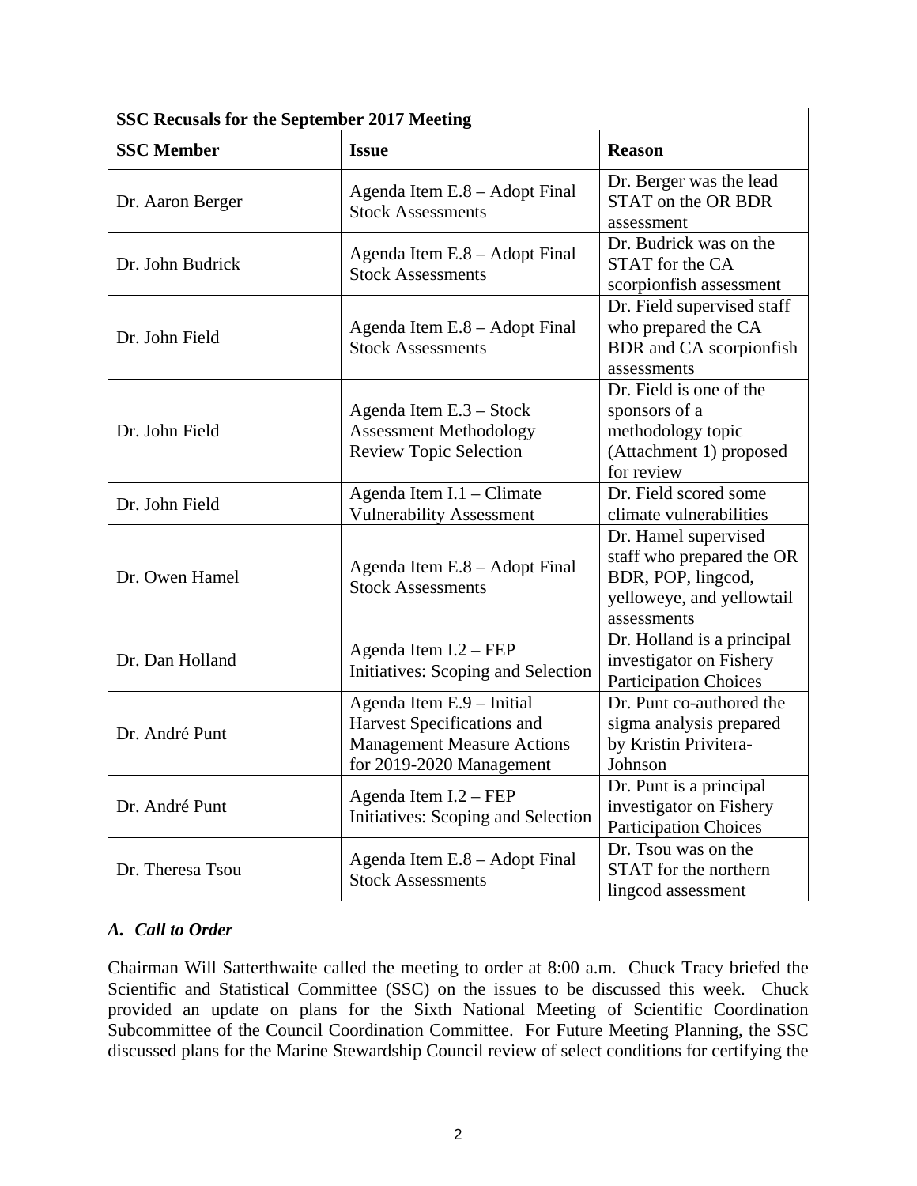| SSC Recusals for the September 2017 Meeting | | |
|---|---|---|
| **SSC Member** | **Issue** | **Reason** |
| Dr. Aaron Berger | Agenda Item E.8 – Adopt Final Stock Assessments | Dr. Berger was the lead STAT on the OR BDR assessment |
| Dr. John Budrick | Agenda Item E.8 – Adopt Final Stock Assessments | Dr. Budrick was on the STAT for the CA scorpionfish assessment |
| Dr. John Field | Agenda Item E.8 – Adopt Final Stock Assessments | Dr. Field supervised staff who prepared the CA BDR and CA scorpionfish assessments |
| Dr. John Field | Agenda Item E.3 – Stock Assessment Methodology Review Topic Selection | Dr. Field is one of the sponsors of a methodology topic (Attachment 1) proposed for review |
| Dr. John Field | Agenda Item I.1 – Climate Vulnerability Assessment | Dr. Field scored some climate vulnerabilities |
| Dr. Owen Hamel | Agenda Item E.8 – Adopt Final Stock Assessments | Dr. Hamel supervised staff who prepared the OR BDR, POP, lingcod, yelloweye, and yellowtail assessments |
| Dr. Dan Holland | Agenda Item I.2 – FEP Initiatives: Scoping and Selection | Dr. Holland is a principal investigator on Fishery Participation Choices |
| Dr. André Punt | Agenda Item E.9 – Initial Harvest Specifications and Management Measure Actions for 2019-2020 Management | Dr. Punt co-authored the sigma analysis prepared by Kristin Privitera-Johnson |
| Dr. André Punt | Agenda Item I.2 – FEP Initiatives: Scoping and Selection | Dr. Punt is a principal investigator on Fishery Participation Choices |
| Dr. Theresa Tsou | Agenda Item E.8 – Adopt Final Stock Assessments | Dr. Tsou was on the STAT for the northern lingcod assessment |

### *A. Call to Order*

Chairman Will Satterthwaite called the meeting to order at 8:00 a.m. Chuck Tracy briefed the Scientific and Statistical Committee (SSC) on the issues to be discussed this week. Chuck provided an update on plans for the Sixth National Meeting of Scientific Coordination Subcommittee of the Council Coordination Committee. For Future Meeting Planning, the SSC discussed plans for the Marine Stewardship Council review of select conditions for certifying the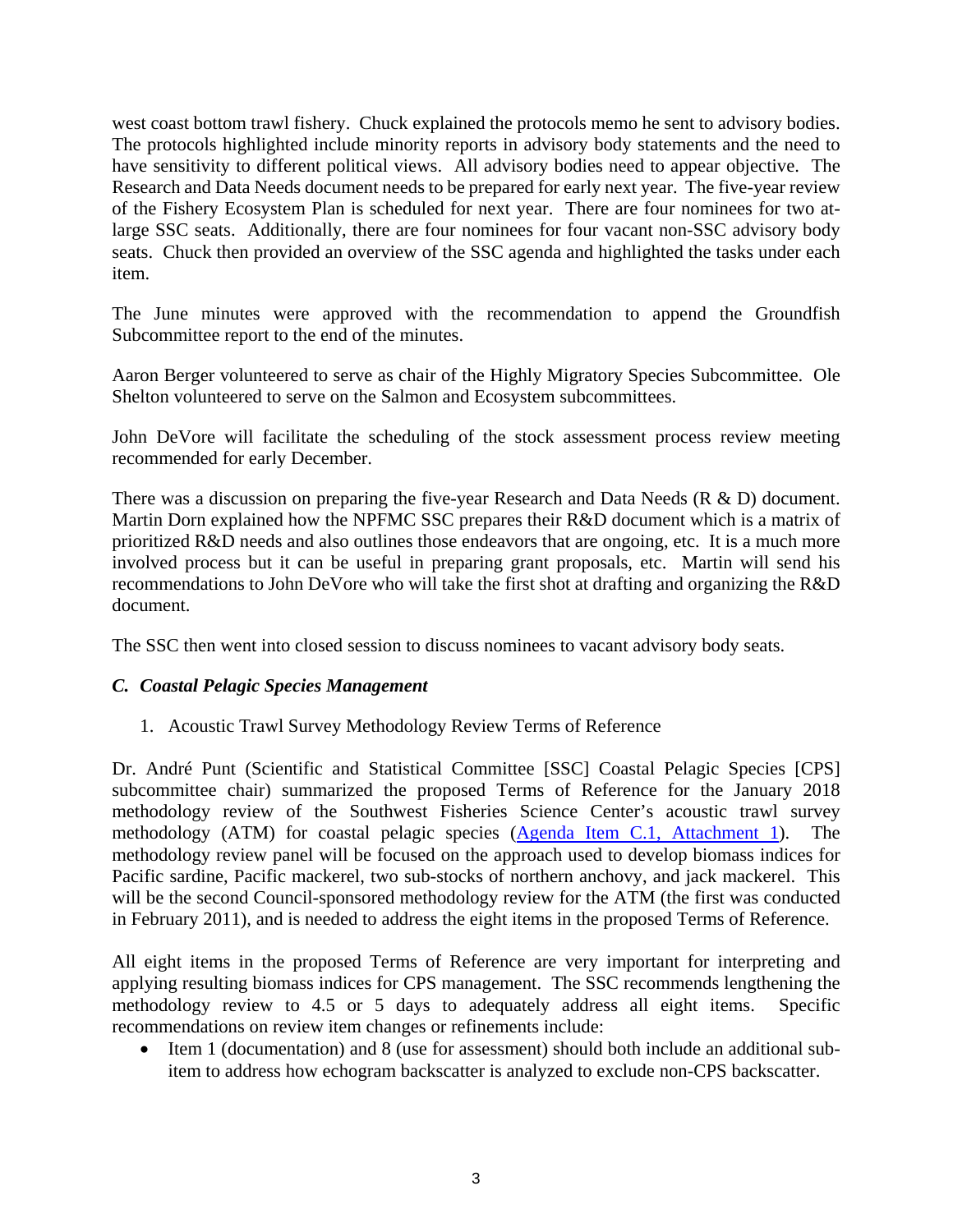west coast bottom trawl fishery. Chuck explained the protocols memo he sent to advisory bodies. The protocols highlighted include minority reports in advisory body statements and the need to have sensitivity to different political views. All advisory bodies need to appear objective. The Research and Data Needs document needs to be prepared for early next year. The five-year review of the Fishery Ecosystem Plan is scheduled for next year. There are four nominees for two at-large SSC seats. Additionally, there are four nominees for four vacant non-SSC advisory body seats. Chuck then provided an overview of the SSC agenda and highlighted the tasks under each item.

The June minutes were approved with the recommendation to append the Groundfish Subcommittee report to the end of the minutes.

Aaron Berger volunteered to serve as chair of the Highly Migratory Species Subcommittee. Ole Shelton volunteered to serve on the Salmon and Ecosystem subcommittees.

John DeVore will facilitate the scheduling of the stock assessment process review meeting recommended for early December.

There was a discussion on preparing the five-year Research and Data Needs (R & D) document. Martin Dorn explained how the NPFMC SSC prepares their R&D document which is a matrix of prioritized R&D needs and also outlines those endeavors that are ongoing, etc. It is a much more involved process but it can be useful in preparing grant proposals, etc. Martin will send his recommendations to John DeVore who will take the first shot at drafting and organizing the R&D document.

The SSC then went into closed session to discuss nominees to vacant advisory body seats.

### *C. Coastal Pelagic Species Management*

1. Acoustic Trawl Survey Methodology Review Terms of Reference

Dr. André Punt (Scientific and Statistical Committee [SSC] Coastal Pelagic Species [CPS] subcommittee chair) summarized the proposed Terms of Reference for the January 2018 methodology review of the Southwest Fisheries Science Center's acoustic trawl survey methodology (ATM) for coastal pelagic species (Agenda Item C.1, Attachment 1). The methodology review panel will be focused on the approach used to develop biomass indices for Pacific sardine, Pacific mackerel, two sub-stocks of northern anchovy, and jack mackerel. This will be the second Council-sponsored methodology review for the ATM (the first was conducted in February 2011), and is needed to address the eight items in the proposed Terms of Reference.

All eight items in the proposed Terms of Reference are very important for interpreting and applying resulting biomass indices for CPS management. The SSC recommends lengthening the methodology review to 4.5 or 5 days to adequately address all eight items. Specific recommendations on review item changes or refinements include:

- Item 1 (documentation) and 8 (use for assessment) should both include an additional sub-item to address how echogram backscatter is analyzed to exclude non-CPS backscatter.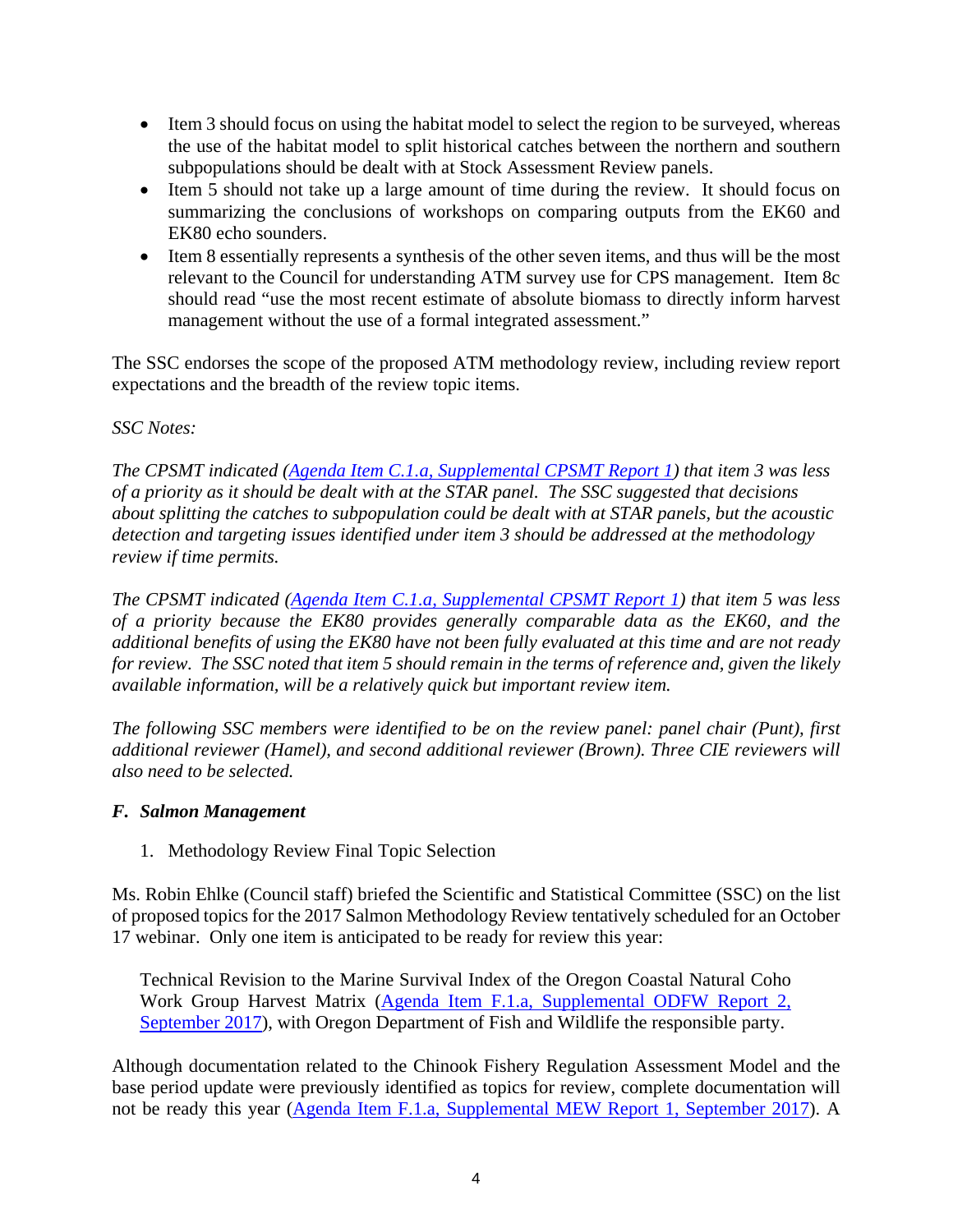- Item 3 should focus on using the habitat model to select the region to be surveyed, whereas the use of the habitat model to split historical catches between the northern and southern subpopulations should be dealt with at Stock Assessment Review panels.
- Item 5 should not take up a large amount of time during the review. It should focus on summarizing the conclusions of workshops on comparing outputs from the EK60 and EK80 echo sounders.
- Item 8 essentially represents a synthesis of the other seven items, and thus will be the most relevant to the Council for understanding ATM survey use for CPS management. Item 8c should read "use the most recent estimate of absolute biomass to directly inform harvest management without the use of a formal integrated assessment."

The SSC endorses the scope of the proposed ATM methodology review, including review report expectations and the breadth of the review topic items.

*SSC Notes:*

*The CPSMT indicated ([Agenda Item C.1.a, Supplemental CPSMT Report 1]) that item 3 was less of a priority as it should be dealt with at the STAR panel. The SSC suggested that decisions about splitting the catches to subpopulation could be dealt with at STAR panels, but the acoustic detection and targeting issues identified under item 3 should be addressed at the methodology review if time permits.*

*The CPSMT indicated ([Agenda Item C.1.a, Supplemental CPSMT Report 1]) that item 5 was less of a priority because the EK80 provides generally comparable data as the EK60, and the additional benefits of using the EK80 have not been fully evaluated at this time and are not ready for review. The SSC noted that item 5 should remain in the terms of reference and, given the likely available information, will be a relatively quick but important review item.*

*The following SSC members were identified to be on the review panel: panel chair (Punt), first additional reviewer (Hamel), and second additional reviewer (Brown). Three CIE reviewers will also need to be selected.*

### *F. Salmon Management*

1. Methodology Review Final Topic Selection

Ms. Robin Ehlke (Council staff) briefed the Scientific and Statistical Committee (SSC) on the list of proposed topics for the 2017 Salmon Methodology Review tentatively scheduled for an October 17 webinar. Only one item is anticipated to be ready for review this year:

> Technical Revision to the Marine Survival Index of the Oregon Coastal Natural Coho Work Group Harvest Matrix ([Agenda Item F.1.a, Supplemental ODFW Report 2, September 2017]), with Oregon Department of Fish and Wildlife the responsible party.

Although documentation related to the Chinook Fishery Regulation Assessment Model and the base period update were previously identified as topics for review, complete documentation will not be ready this year ([Agenda Item F.1.a, Supplemental MEW Report 1, September 2017]). A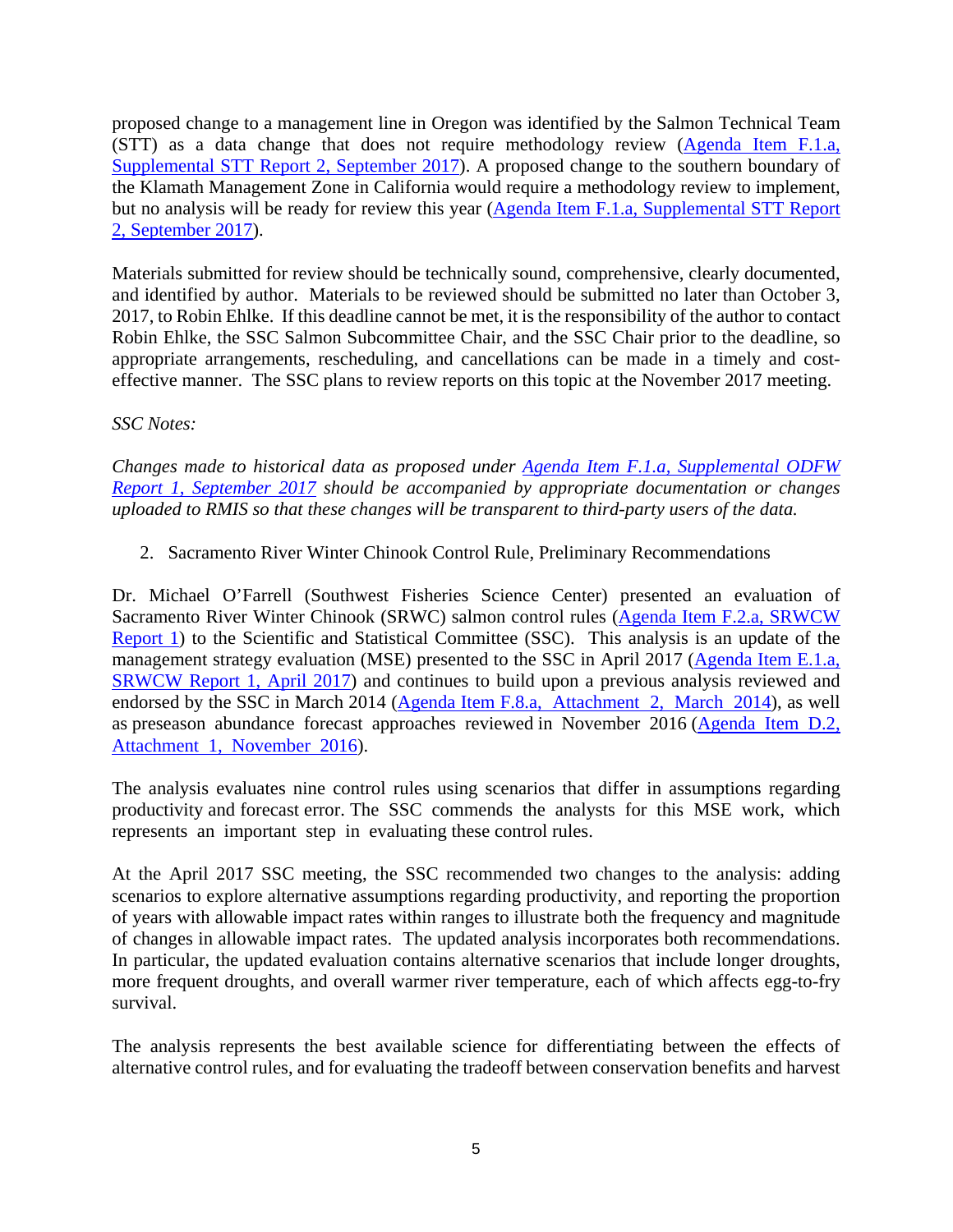proposed change to a management line in Oregon was identified by the Salmon Technical Team (STT) as a data change that does not require methodology review (Agenda Item F.1.a, Supplemental STT Report 2, September 2017). A proposed change to the southern boundary of the Klamath Management Zone in California would require a methodology review to implement, but no analysis will be ready for review this year (Agenda Item F.1.a, Supplemental STT Report 2, September 2017).

Materials submitted for review should be technically sound, comprehensive, clearly documented, and identified by author. Materials to be reviewed should be submitted no later than October 3, 2017, to Robin Ehlke. If this deadline cannot be met, it is the responsibility of the author to contact Robin Ehlke, the SSC Salmon Subcommittee Chair, and the SSC Chair prior to the deadline, so appropriate arrangements, rescheduling, and cancellations can be made in a timely and cost-effective manner. The SSC plans to review reports on this topic at the November 2017 meeting.

*SSC Notes:*

*Changes made to historical data as proposed under Agenda Item F.1.a, Supplemental ODFW Report 1, September 2017 should be accompanied by appropriate documentation or changes uploaded to RMIS so that these changes will be transparent to third-party users of the data.*

2. Sacramento River Winter Chinook Control Rule, Preliminary Recommendations

Dr. Michael O'Farrell (Southwest Fisheries Science Center) presented an evaluation of Sacramento River Winter Chinook (SRWC) salmon control rules (Agenda Item F.2.a, SRWCW Report 1) to the Scientific and Statistical Committee (SSC). This analysis is an update of the management strategy evaluation (MSE) presented to the SSC in April 2017 (Agenda Item E.1.a, SRWCW Report 1, April 2017) and continues to build upon a previous analysis reviewed and endorsed by the SSC in March 2014 (Agenda Item F.8.a, Attachment 2, March 2014), as well as preseason abundance forecast approaches reviewed in November 2016 (Agenda Item D.2, Attachment 1, November 2016).

The analysis evaluates nine control rules using scenarios that differ in assumptions regarding productivity and forecast error. The SSC commends the analysts for this MSE work, which represents an important step in evaluating these control rules.

At the April 2017 SSC meeting, the SSC recommended two changes to the analysis: adding scenarios to explore alternative assumptions regarding productivity, and reporting the proportion of years with allowable impact rates within ranges to illustrate both the frequency and magnitude of changes in allowable impact rates. The updated analysis incorporates both recommendations. In particular, the updated evaluation contains alternative scenarios that include longer droughts, more frequent droughts, and overall warmer river temperature, each of which affects egg-to-fry survival.

The analysis represents the best available science for differentiating between the effects of alternative control rules, and for evaluating the tradeoff between conservation benefits and harvest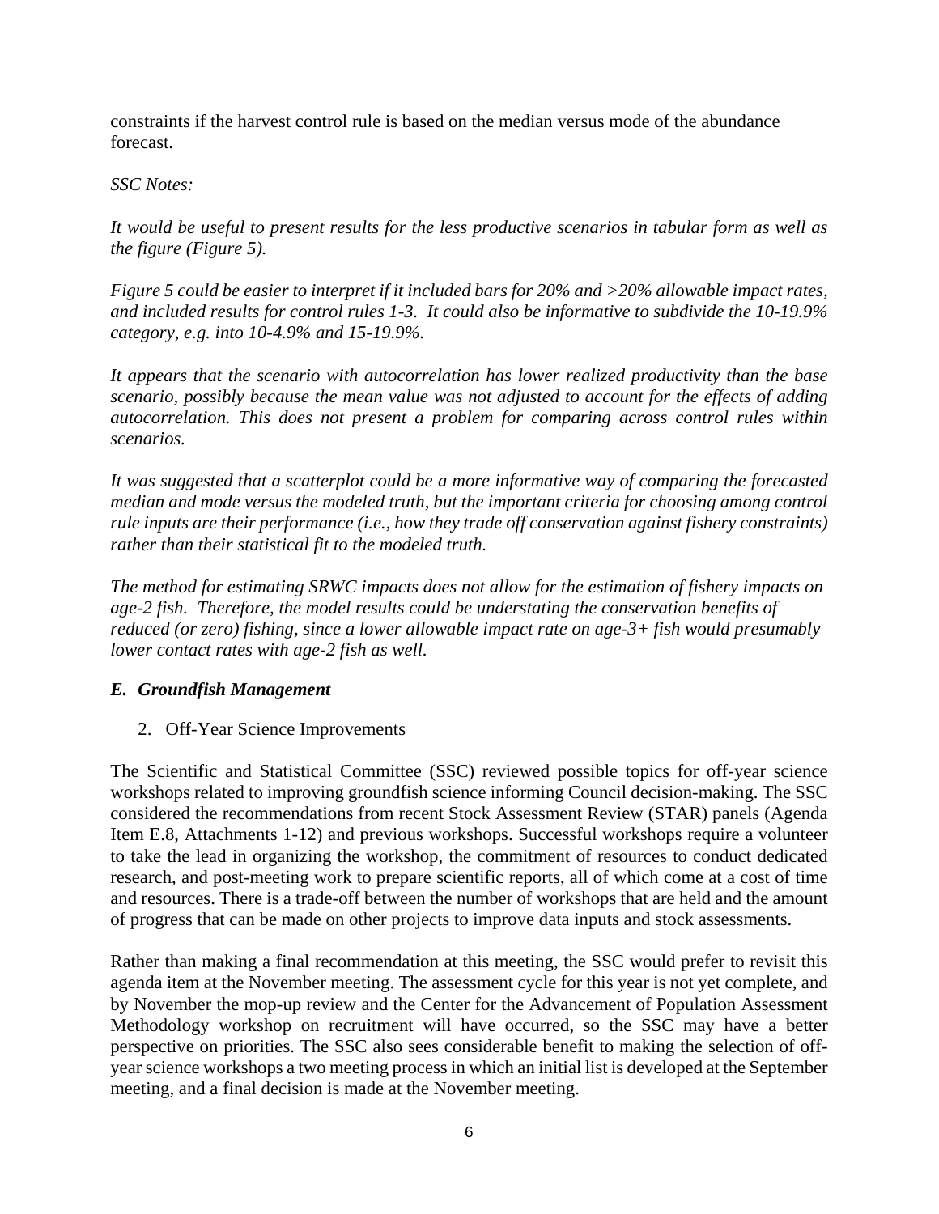constraints if the harvest control rule is based on the median versus mode of the abundance forecast.

*SSC Notes:*

*It would be useful to present results for the less productive scenarios in tabular form as well as the figure (Figure 5).*

*Figure 5 could be easier to interpret if it included bars for 20% and >20% allowable impact rates, and included results for control rules 1-3. It could also be informative to subdivide the 10-19.9% category, e.g. into 10-4.9% and 15-19.9%.*

*It appears that the scenario with autocorrelation has lower realized productivity than the base scenario, possibly because the mean value was not adjusted to account for the effects of adding autocorrelation. This does not present a problem for comparing across control rules within scenarios.*

*It was suggested that a scatterplot could be a more informative way of comparing the forecasted median and mode versus the modeled truth, but the important criteria for choosing among control rule inputs are their performance (i.e., how they trade off conservation against fishery constraints) rather than their statistical fit to the modeled truth.*

*The method for estimating SRWC impacts does not allow for the estimation of fishery impacts on age-2 fish. Therefore, the model results could be understating the conservation benefits of reduced (or zero) fishing, since a lower allowable impact rate on age-3+ fish would presumably lower contact rates with age-2 fish as well.*

## *E. Groundfish Management*

2. Off-Year Science Improvements

The Scientific and Statistical Committee (SSC) reviewed possible topics for off-year science workshops related to improving groundfish science informing Council decision-making. The SSC considered the recommendations from recent Stock Assessment Review (STAR) panels (Agenda Item E.8, Attachments 1-12) and previous workshops. Successful workshops require a volunteer to take the lead in organizing the workshop, the commitment of resources to conduct dedicated research, and post-meeting work to prepare scientific reports, all of which come at a cost of time and resources. There is a trade-off between the number of workshops that are held and the amount of progress that can be made on other projects to improve data inputs and stock assessments.

Rather than making a final recommendation at this meeting, the SSC would prefer to revisit this agenda item at the November meeting. The assessment cycle for this year is not yet complete, and by November the mop-up review and the Center for the Advancement of Population Assessment Methodology workshop on recruitment will have occurred, so the SSC may have a better perspective on priorities. The SSC also sees considerable benefit to making the selection of off-year science workshops a two meeting process in which an initial list is developed at the September meeting, and a final decision is made at the November meeting.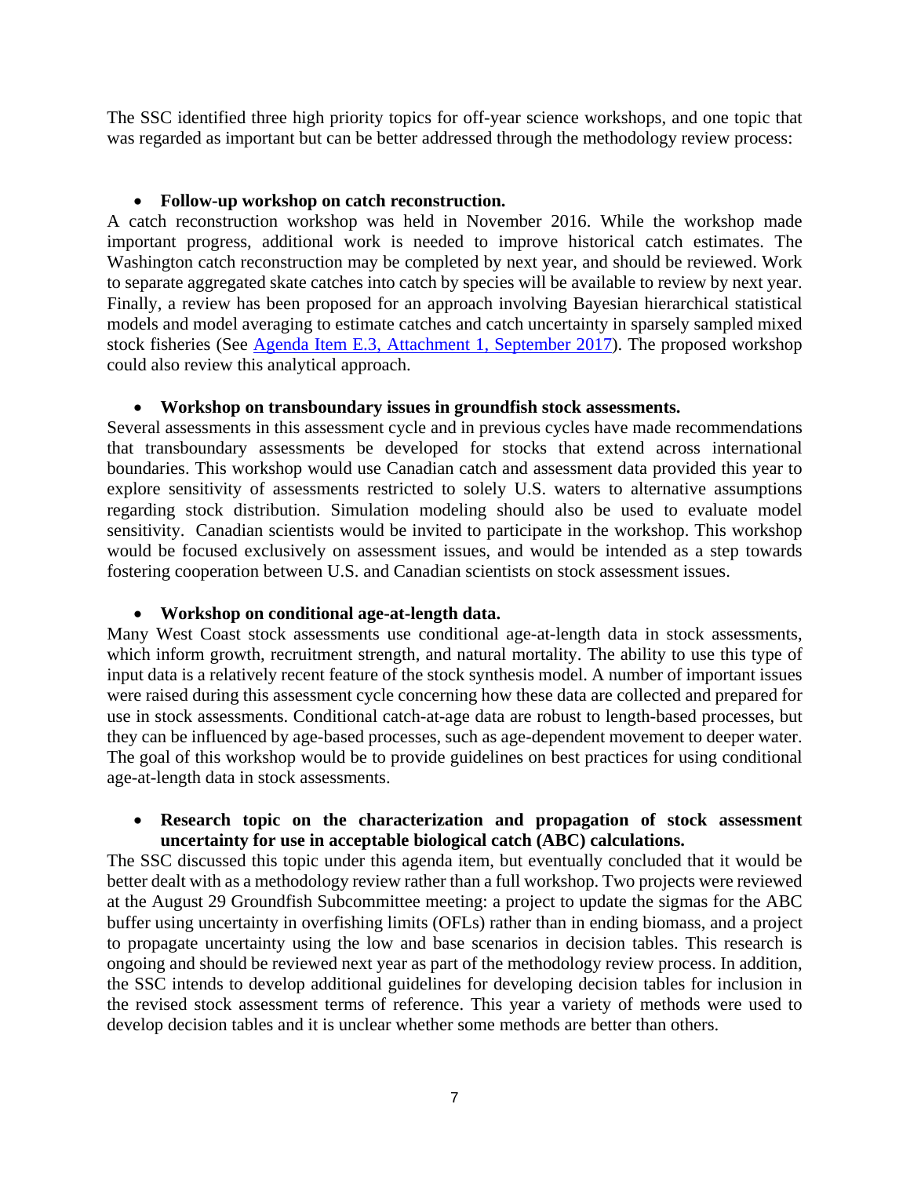The SSC identified three high priority topics for off-year science workshops, and one topic that was regarded as important but can be better addressed through the methodology review process:

- **Follow-up workshop on catch reconstruction.**

A catch reconstruction workshop was held in November 2016. While the workshop made important progress, additional work is needed to improve historical catch estimates. The Washington catch reconstruction may be completed by next year, and should be reviewed. Work to separate aggregated skate catches into catch by species will be available to review by next year. Finally, a review has been proposed for an approach involving Bayesian hierarchical statistical models and model averaging to estimate catches and catch uncertainty in sparsely sampled mixed stock fisheries (See Agenda Item E.3, Attachment 1, September 2017). The proposed workshop could also review this analytical approach.

- **Workshop on transboundary issues in groundfish stock assessments.**

Several assessments in this assessment cycle and in previous cycles have made recommendations that transboundary assessments be developed for stocks that extend across international boundaries. This workshop would use Canadian catch and assessment data provided this year to explore sensitivity of assessments restricted to solely U.S. waters to alternative assumptions regarding stock distribution. Simulation modeling should also be used to evaluate model sensitivity. Canadian scientists would be invited to participate in the workshop. This workshop would be focused exclusively on assessment issues, and would be intended as a step towards fostering cooperation between U.S. and Canadian scientists on stock assessment issues.

- **Workshop on conditional age-at-length data.**

Many West Coast stock assessments use conditional age-at-length data in stock assessments, which inform growth, recruitment strength, and natural mortality. The ability to use this type of input data is a relatively recent feature of the stock synthesis model. A number of important issues were raised during this assessment cycle concerning how these data are collected and prepared for use in stock assessments. Conditional catch-at-age data are robust to length-based processes, but they can be influenced by age-based processes, such as age-dependent movement to deeper water. The goal of this workshop would be to provide guidelines on best practices for using conditional age-at-length data in stock assessments.

- **Research topic on the characterization and propagation of stock assessment uncertainty for use in acceptable biological catch (ABC) calculations.**

The SSC discussed this topic under this agenda item, but eventually concluded that it would be better dealt with as a methodology review rather than a full workshop. Two projects were reviewed at the August 29 Groundfish Subcommittee meeting: a project to update the sigmas for the ABC buffer using uncertainty in overfishing limits (OFLs) rather than in ending biomass, and a project to propagate uncertainty using the low and base scenarios in decision tables. This research is ongoing and should be reviewed next year as part of the methodology review process. In addition, the SSC intends to develop additional guidelines for developing decision tables for inclusion in the revised stock assessment terms of reference. This year a variety of methods were used to develop decision tables and it is unclear whether some methods are better than others.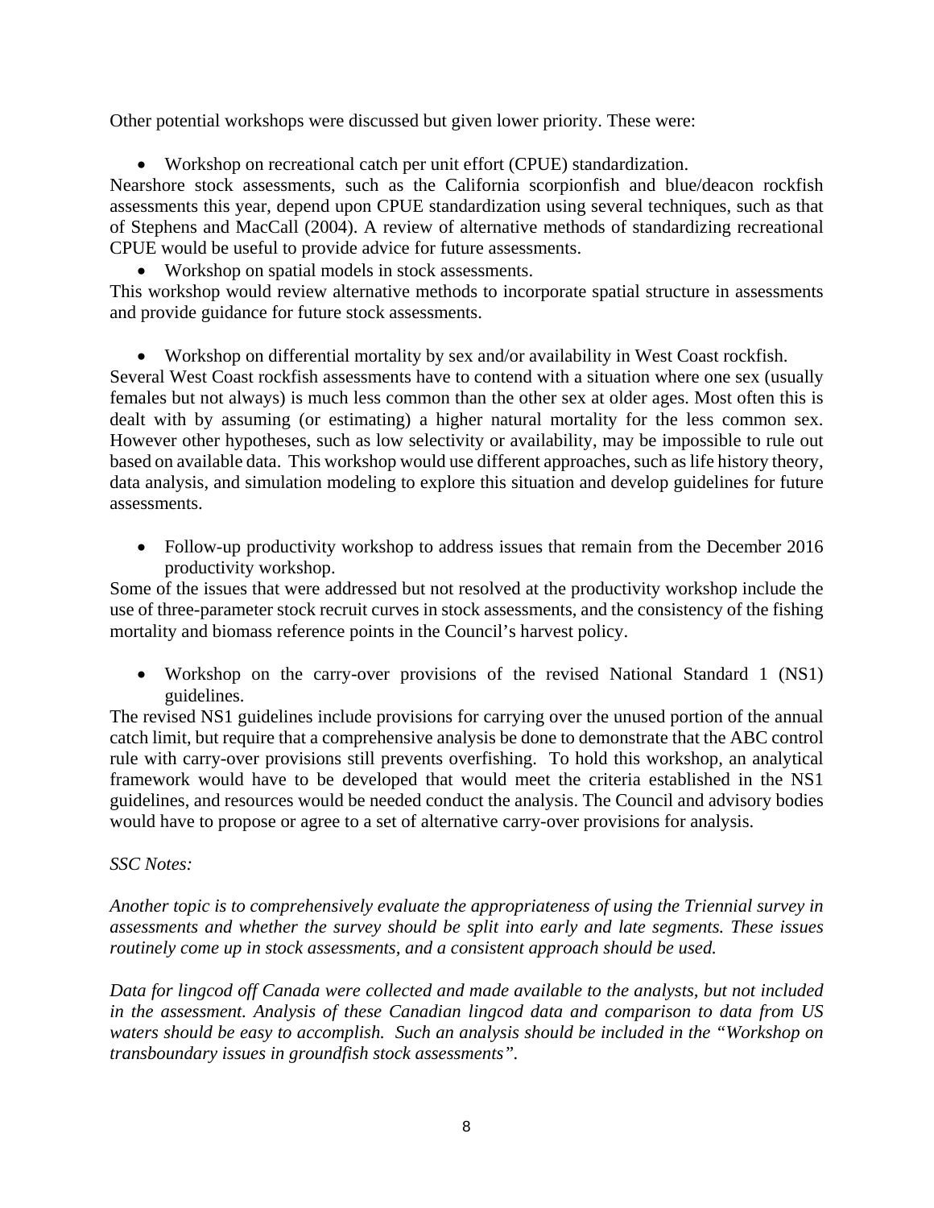Other potential workshops were discussed but given lower priority. These were:

- Workshop on recreational catch per unit effort (CPUE) standardization.

Nearshore stock assessments, such as the California scorpionfish and blue/deacon rockfish assessments this year, depend upon CPUE standardization using several techniques, such as that of Stephens and MacCall (2004). A review of alternative methods of standardizing recreational CPUE would be useful to provide advice for future assessments.

- Workshop on spatial models in stock assessments.

This workshop would review alternative methods to incorporate spatial structure in assessments and provide guidance for future stock assessments.

- Workshop on differential mortality by sex and/or availability in West Coast rockfish.

Several West Coast rockfish assessments have to contend with a situation where one sex (usually females but not always) is much less common than the other sex at older ages. Most often this is dealt with by assuming (or estimating) a higher natural mortality for the less common sex. However other hypotheses, such as low selectivity or availability, may be impossible to rule out based on available data. This workshop would use different approaches, such as life history theory, data analysis, and simulation modeling to explore this situation and develop guidelines for future assessments.

- Follow-up productivity workshop to address issues that remain from the December 2016 productivity workshop.

Some of the issues that were addressed but not resolved at the productivity workshop include the use of three-parameter stock recruit curves in stock assessments, and the consistency of the fishing mortality and biomass reference points in the Council's harvest policy.

- Workshop on the carry-over provisions of the revised National Standard 1 (NS1) guidelines.

The revised NS1 guidelines include provisions for carrying over the unused portion of the annual catch limit, but require that a comprehensive analysis be done to demonstrate that the ABC control rule with carry-over provisions still prevents overfishing. To hold this workshop, an analytical framework would have to be developed that would meet the criteria established in the NS1 guidelines, and resources would be needed conduct the analysis. The Council and advisory bodies would have to propose or agree to a set of alternative carry-over provisions for analysis.

*SSC Notes:*

*Another topic is to comprehensively evaluate the appropriateness of using the Triennial survey in assessments and whether the survey should be split into early and late segments. These issues routinely come up in stock assessments, and a consistent approach should be used.*

*Data for lingcod off Canada were collected and made available to the analysts, but not included in the assessment. Analysis of these Canadian lingcod data and comparison to data from US waters should be easy to accomplish. Such an analysis should be included in the "Workshop on transboundary issues in groundfish stock assessments".*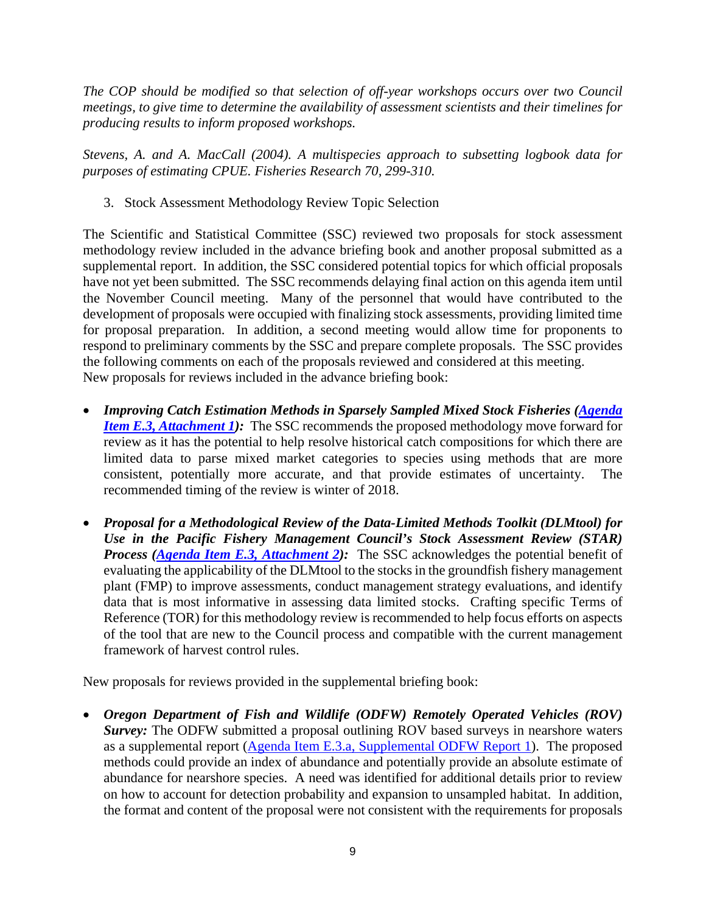*The COP should be modified so that selection of off-year workshops occurs over two Council meetings, to give time to determine the availability of assessment scientists and their timelines for producing results to inform proposed workshops.*

*Stevens, A. and A. MacCall (2004). A multispecies approach to subsetting logbook data for purposes of estimating CPUE. Fisheries Research 70, 299-310.*

3. Stock Assessment Methodology Review Topic Selection

The Scientific and Statistical Committee (SSC) reviewed two proposals for stock assessment methodology review included in the advance briefing book and another proposal submitted as a supplemental report. In addition, the SSC considered potential topics for which official proposals have not yet been submitted. The SSC recommends delaying final action on this agenda item until the November Council meeting. Many of the personnel that would have contributed to the development of proposals were occupied with finalizing stock assessments, providing limited time for proposal preparation. In addition, a second meeting would allow time for proponents to respond to preliminary comments by the SSC and prepare complete proposals. The SSC provides the following comments on each of the proposals reviewed and considered at this meeting.
New proposals for reviews included in the advance briefing book:

- ***Improving Catch Estimation Methods in Sparsely Sampled Mixed Stock Fisheries (Agenda Item E.3, Attachment 1):*** The SSC recommends the proposed methodology move forward for review as it has the potential to help resolve historical catch compositions for which there are limited data to parse mixed market categories to species using methods that are more consistent, potentially more accurate, and that provide estimates of uncertainty. The recommended timing of the review is winter of 2018.
- ***Proposal for a Methodological Review of the Data-Limited Methods Toolkit (DLMtool) for Use in the Pacific Fishery Management Council's Stock Assessment Review (STAR) Process (Agenda Item E.3, Attachment 2):*** The SSC acknowledges the potential benefit of evaluating the applicability of the DLMtool to the stocks in the groundfish fishery management plant (FMP) to improve assessments, conduct management strategy evaluations, and identify data that is most informative in assessing data limited stocks. Crafting specific Terms of Reference (TOR) for this methodology review is recommended to help focus efforts on aspects of the tool that are new to the Council process and compatible with the current management framework of harvest control rules.

New proposals for reviews provided in the supplemental briefing book:

- ***Oregon Department of Fish and Wildlife (ODFW) Remotely Operated Vehicles (ROV) Survey:*** The ODFW submitted a proposal outlining ROV based surveys in nearshore waters as a supplemental report (Agenda Item E.3.a, Supplemental ODFW Report 1). The proposed methods could provide an index of abundance and potentially provide an absolute estimate of abundance for nearshore species. A need was identified for additional details prior to review on how to account for detection probability and expansion to unsampled habitat. In addition, the format and content of the proposal were not consistent with the requirements for proposals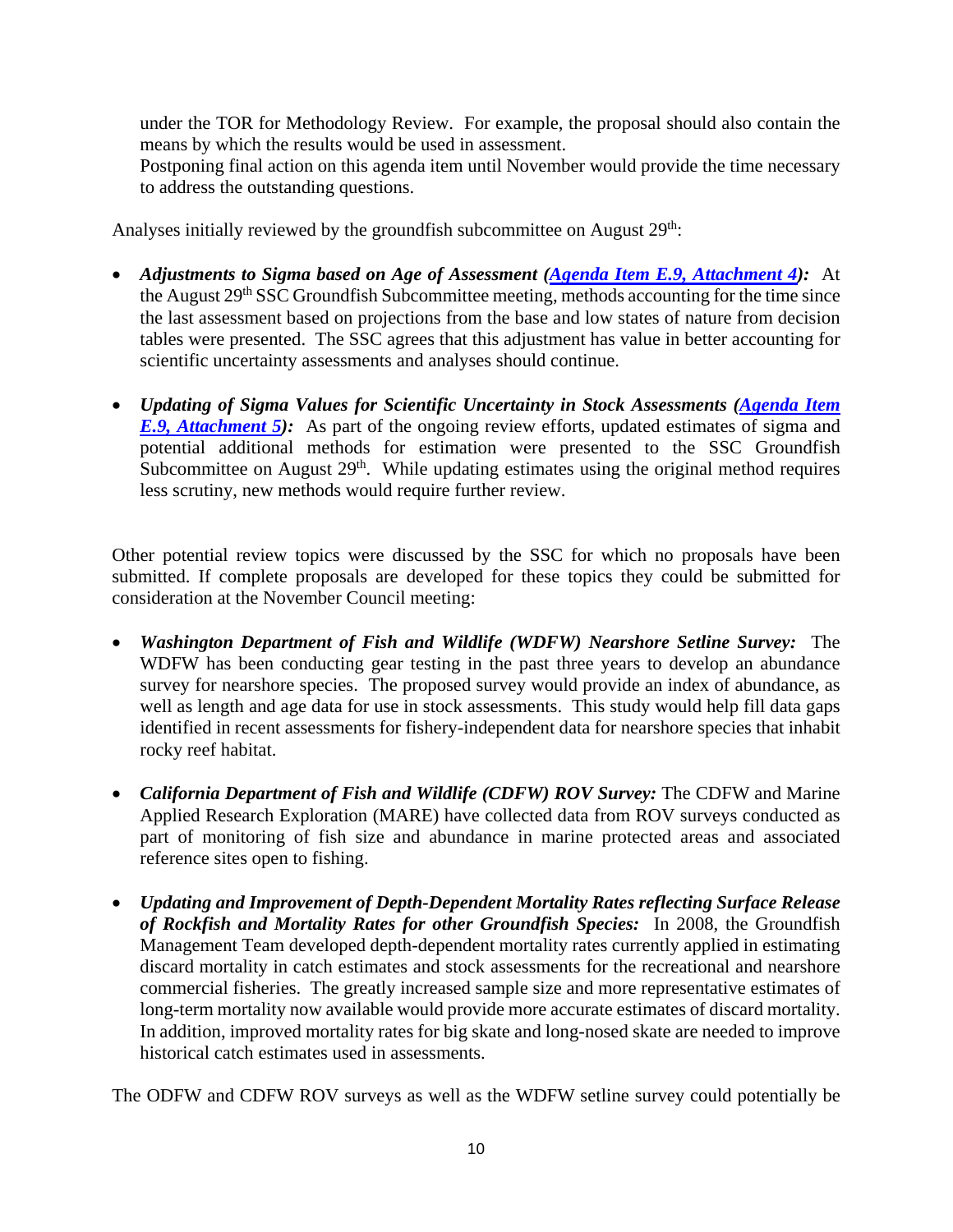under the TOR for Methodology Review. For example, the proposal should also contain the means by which the results would be used in assessment.

Postponing final action on this agenda item until November would provide the time necessary to address the outstanding questions.

Analyses initially reviewed by the groundfish subcommittee on August 29th:

- ***Adjustments to Sigma based on Age of Assessment (Agenda Item E.9, Attachment 4):*** At the August 29th SSC Groundfish Subcommittee meeting, methods accounting for the time since the last assessment based on projections from the base and low states of nature from decision tables were presented. The SSC agrees that this adjustment has value in better accounting for scientific uncertainty assessments and analyses should continue.

- ***Updating of Sigma Values for Scientific Uncertainty in Stock Assessments (Agenda Item E.9, Attachment 5):*** As part of the ongoing review efforts, updated estimates of sigma and potential additional methods for estimation were presented to the SSC Groundfish Subcommittee on August 29th. While updating estimates using the original method requires less scrutiny, new methods would require further review.

Other potential review topics were discussed by the SSC for which no proposals have been submitted. If complete proposals are developed for these topics they could be submitted for consideration at the November Council meeting:

- ***Washington Department of Fish and Wildlife (WDFW) Nearshore Setline Survey:*** The WDFW has been conducting gear testing in the past three years to develop an abundance survey for nearshore species. The proposed survey would provide an index of abundance, as well as length and age data for use in stock assessments. This study would help fill data gaps identified in recent assessments for fishery-independent data for nearshore species that inhabit rocky reef habitat.

- ***California Department of Fish and Wildlife (CDFW) ROV Survey:*** The CDFW and Marine Applied Research Exploration (MARE) have collected data from ROV surveys conducted as part of monitoring of fish size and abundance in marine protected areas and associated reference sites open to fishing.

- ***Updating and Improvement of Depth-Dependent Mortality Rates reflecting Surface Release of Rockfish and Mortality Rates for other Groundfish Species:*** In 2008, the Groundfish Management Team developed depth-dependent mortality rates currently applied in estimating discard mortality in catch estimates and stock assessments for the recreational and nearshore commercial fisheries. The greatly increased sample size and more representative estimates of long-term mortality now available would provide more accurate estimates of discard mortality. In addition, improved mortality rates for big skate and long-nosed skate are needed to improve historical catch estimates used in assessments.

The ODFW and CDFW ROV surveys as well as the WDFW setline survey could potentially be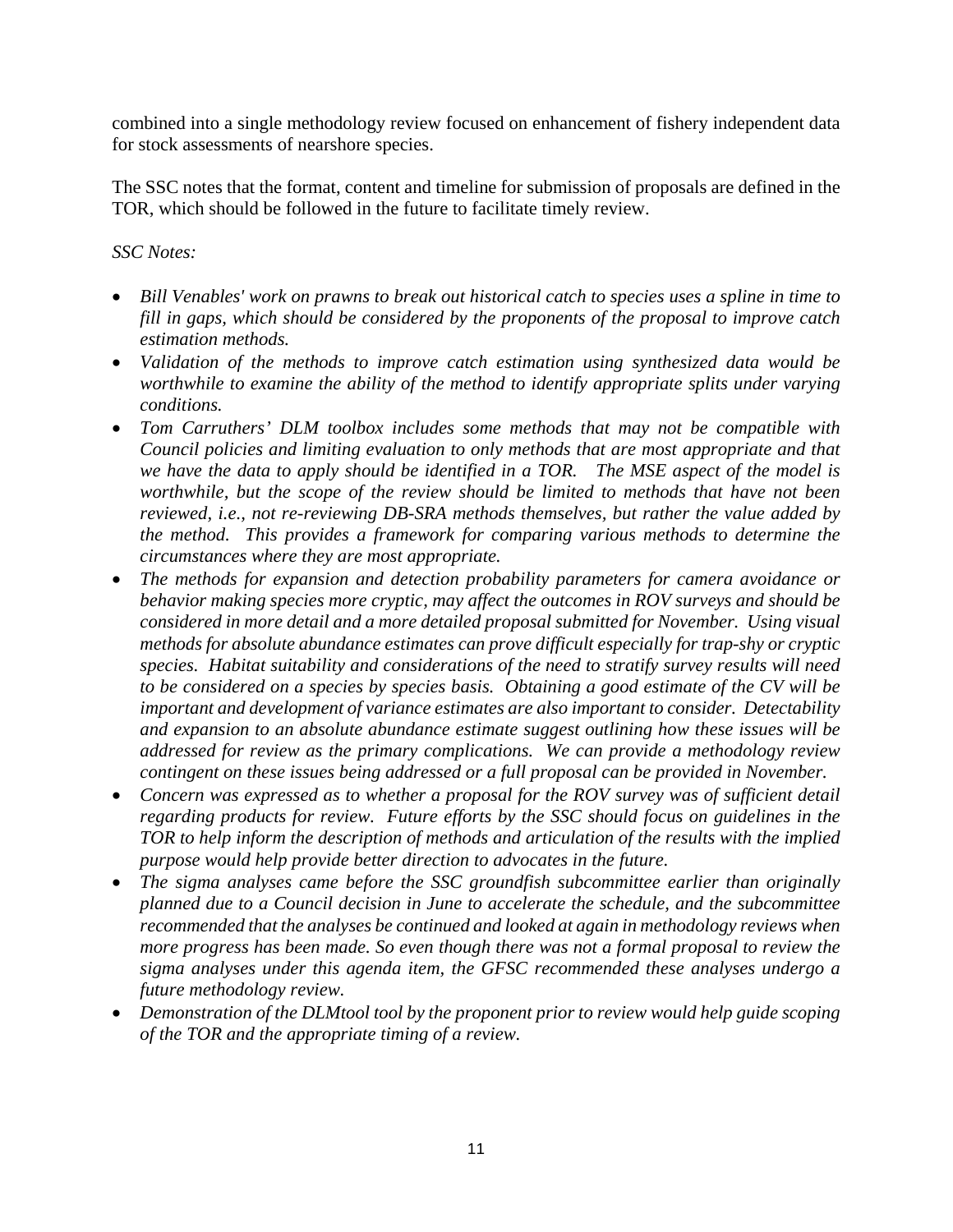combined into a single methodology review focused on enhancement of fishery independent data for stock assessments of nearshore species.

The SSC notes that the format, content and timeline for submission of proposals are defined in the TOR, which should be followed in the future to facilitate timely review.

*SSC Notes:*

- *Bill Venables' work on prawns to break out historical catch to species uses a spline in time to fill in gaps, which should be considered by the proponents of the proposal to improve catch estimation methods.*
- *Validation of the methods to improve catch estimation using synthesized data would be worthwhile to examine the ability of the method to identify appropriate splits under varying conditions.*
- *Tom Carruthers' DLM toolbox includes some methods that may not be compatible with Council policies and limiting evaluation to only methods that are most appropriate and that we have the data to apply should be identified in a TOR. The MSE aspect of the model is worthwhile, but the scope of the review should be limited to methods that have not been reviewed, i.e., not re-reviewing DB-SRA methods themselves, but rather the value added by the method. This provides a framework for comparing various methods to determine the circumstances where they are most appropriate.*
- *The methods for expansion and detection probability parameters for camera avoidance or behavior making species more cryptic, may affect the outcomes in ROV surveys and should be considered in more detail and a more detailed proposal submitted for November. Using visual methods for absolute abundance estimates can prove difficult especially for trap-shy or cryptic species. Habitat suitability and considerations of the need to stratify survey results will need to be considered on a species by species basis. Obtaining a good estimate of the CV will be important and development of variance estimates are also important to consider. Detectability and expansion to an absolute abundance estimate suggest outlining how these issues will be addressed for review as the primary complications. We can provide a methodology review contingent on these issues being addressed or a full proposal can be provided in November.*
- *Concern was expressed as to whether a proposal for the ROV survey was of sufficient detail regarding products for review. Future efforts by the SSC should focus on guidelines in the TOR to help inform the description of methods and articulation of the results with the implied purpose would help provide better direction to advocates in the future.*
- *The sigma analyses came before the SSC groundfish subcommittee earlier than originally planned due to a Council decision in June to accelerate the schedule, and the subcommittee recommended that the analyses be continued and looked at again in methodology reviews when more progress has been made. So even though there was not a formal proposal to review the sigma analyses under this agenda item, the GFSC recommended these analyses undergo a future methodology review.*
- *Demonstration of the DLMtool tool by the proponent prior to review would help guide scoping of the TOR and the appropriate timing of a review.*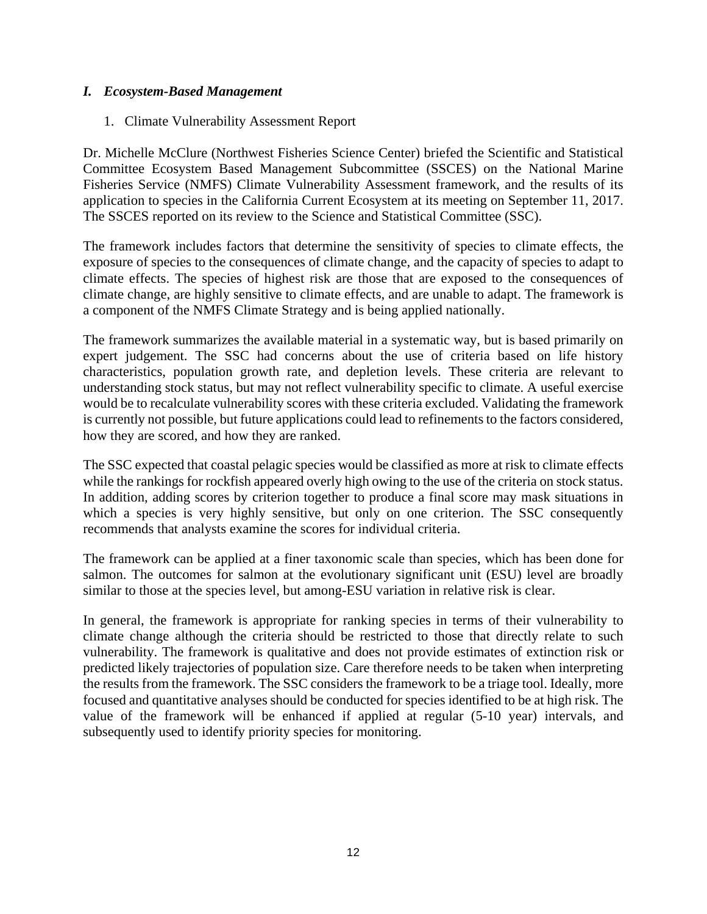## *I. Ecosystem-Based Management*

1. Climate Vulnerability Assessment Report

Dr. Michelle McClure (Northwest Fisheries Science Center) briefed the Scientific and Statistical Committee Ecosystem Based Management Subcommittee (SSCES) on the National Marine Fisheries Service (NMFS) Climate Vulnerability Assessment framework, and the results of its application to species in the California Current Ecosystem at its meeting on September 11, 2017. The SSCES reported on its review to the Science and Statistical Committee (SSC).

The framework includes factors that determine the sensitivity of species to climate effects, the exposure of species to the consequences of climate change, and the capacity of species to adapt to climate effects. The species of highest risk are those that are exposed to the consequences of climate change, are highly sensitive to climate effects, and are unable to adapt. The framework is a component of the NMFS Climate Strategy and is being applied nationally.

The framework summarizes the available material in a systematic way, but is based primarily on expert judgement. The SSC had concerns about the use of criteria based on life history characteristics, population growth rate, and depletion levels. These criteria are relevant to understanding stock status, but may not reflect vulnerability specific to climate. A useful exercise would be to recalculate vulnerability scores with these criteria excluded. Validating the framework is currently not possible, but future applications could lead to refinements to the factors considered, how they are scored, and how they are ranked.

The SSC expected that coastal pelagic species would be classified as more at risk to climate effects while the rankings for rockfish appeared overly high owing to the use of the criteria on stock status. In addition, adding scores by criterion together to produce a final score may mask situations in which a species is very highly sensitive, but only on one criterion. The SSC consequently recommends that analysts examine the scores for individual criteria.

The framework can be applied at a finer taxonomic scale than species, which has been done for salmon. The outcomes for salmon at the evolutionary significant unit (ESU) level are broadly similar to those at the species level, but among-ESU variation in relative risk is clear.

In general, the framework is appropriate for ranking species in terms of their vulnerability to climate change although the criteria should be restricted to those that directly relate to such vulnerability. The framework is qualitative and does not provide estimates of extinction risk or predicted likely trajectories of population size. Care therefore needs to be taken when interpreting the results from the framework. The SSC considers the framework to be a triage tool. Ideally, more focused and quantitative analyses should be conducted for species identified to be at high risk. The value of the framework will be enhanced if applied at regular (5-10 year) intervals, and subsequently used to identify priority species for monitoring.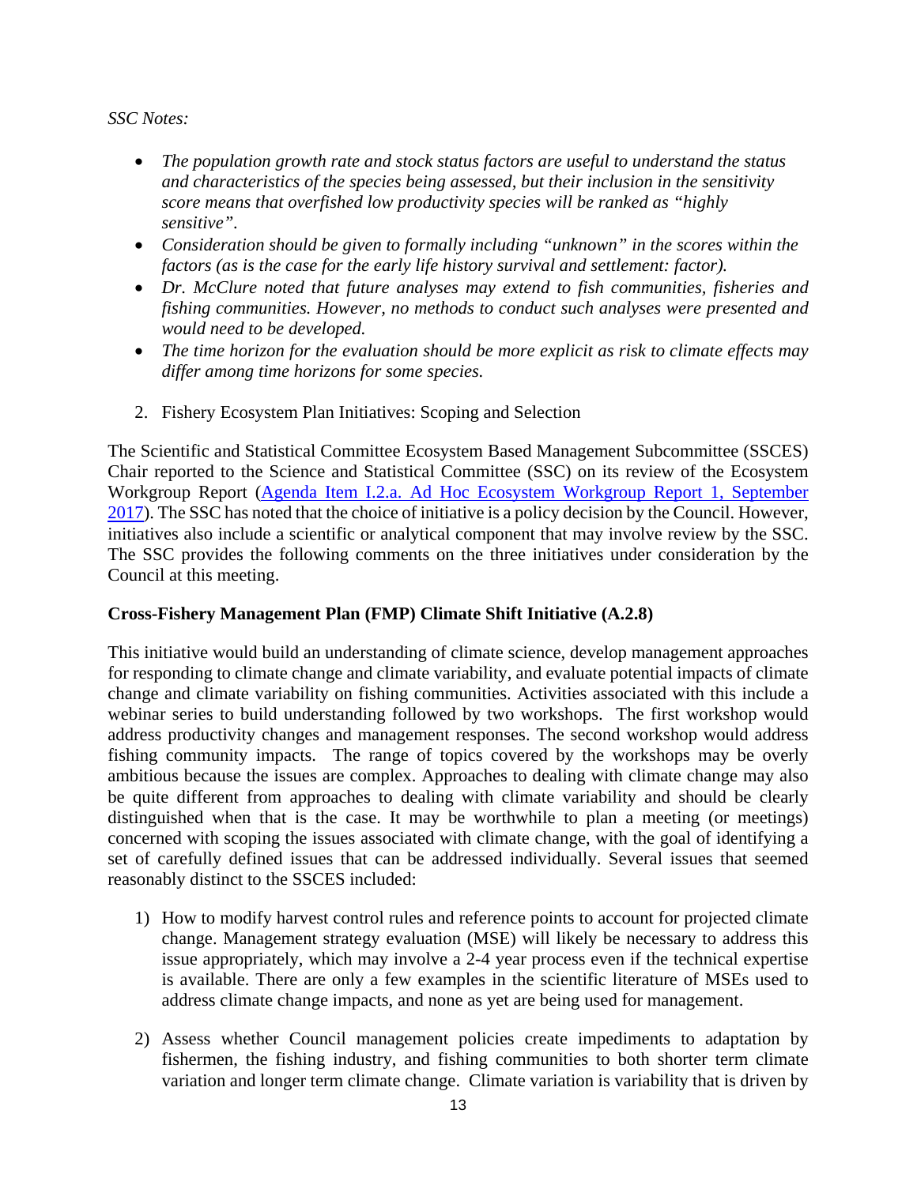*SSC Notes:*

- *The population growth rate and stock status factors are useful to understand the status and characteristics of the species being assessed, but their inclusion in the sensitivity score means that overfished low productivity species will be ranked as "highly sensitive".*
- *Consideration should be given to formally including "unknown" in the scores within the factors (as is the case for the early life history survival and settlement: factor).*
- *Dr. McClure noted that future analyses may extend to fish communities, fisheries and fishing communities. However, no methods to conduct such analyses were presented and would need to be developed.*
- *The time horizon for the evaluation should be more explicit as risk to climate effects may differ among time horizons for some species.*

2. Fishery Ecosystem Plan Initiatives: Scoping and Selection

The Scientific and Statistical Committee Ecosystem Based Management Subcommittee (SSCES) Chair reported to the Science and Statistical Committee (SSC) on its review of the Ecosystem Workgroup Report (Agenda Item I.2.a. Ad Hoc Ecosystem Workgroup Report 1, September 2017). The SSC has noted that the choice of initiative is a policy decision by the Council. However, initiatives also include a scientific or analytical component that may involve review by the SSC. The SSC provides the following comments on the three initiatives under consideration by the Council at this meeting.

**Cross-Fishery Management Plan (FMP) Climate Shift Initiative (A.2.8)**

This initiative would build an understanding of climate science, develop management approaches for responding to climate change and climate variability, and evaluate potential impacts of climate change and climate variability on fishing communities. Activities associated with this include a webinar series to build understanding followed by two workshops. The first workshop would address productivity changes and management responses. The second workshop would address fishing community impacts. The range of topics covered by the workshops may be overly ambitious because the issues are complex. Approaches to dealing with climate change may also be quite different from approaches to dealing with climate variability and should be clearly distinguished when that is the case. It may be worthwhile to plan a meeting (or meetings) concerned with scoping the issues associated with climate change, with the goal of identifying a set of carefully defined issues that can be addressed individually. Several issues that seemed reasonably distinct to the SSCES included:

1) How to modify harvest control rules and reference points to account for projected climate change. Management strategy evaluation (MSE) will likely be necessary to address this issue appropriately, which may involve a 2-4 year process even if the technical expertise is available. There are only a few examples in the scientific literature of MSEs used to address climate change impacts, and none as yet are being used for management.

2) Assess whether Council management policies create impediments to adaptation by fishermen, the fishing industry, and fishing communities to both shorter term climate variation and longer term climate change. Climate variation is variability that is driven by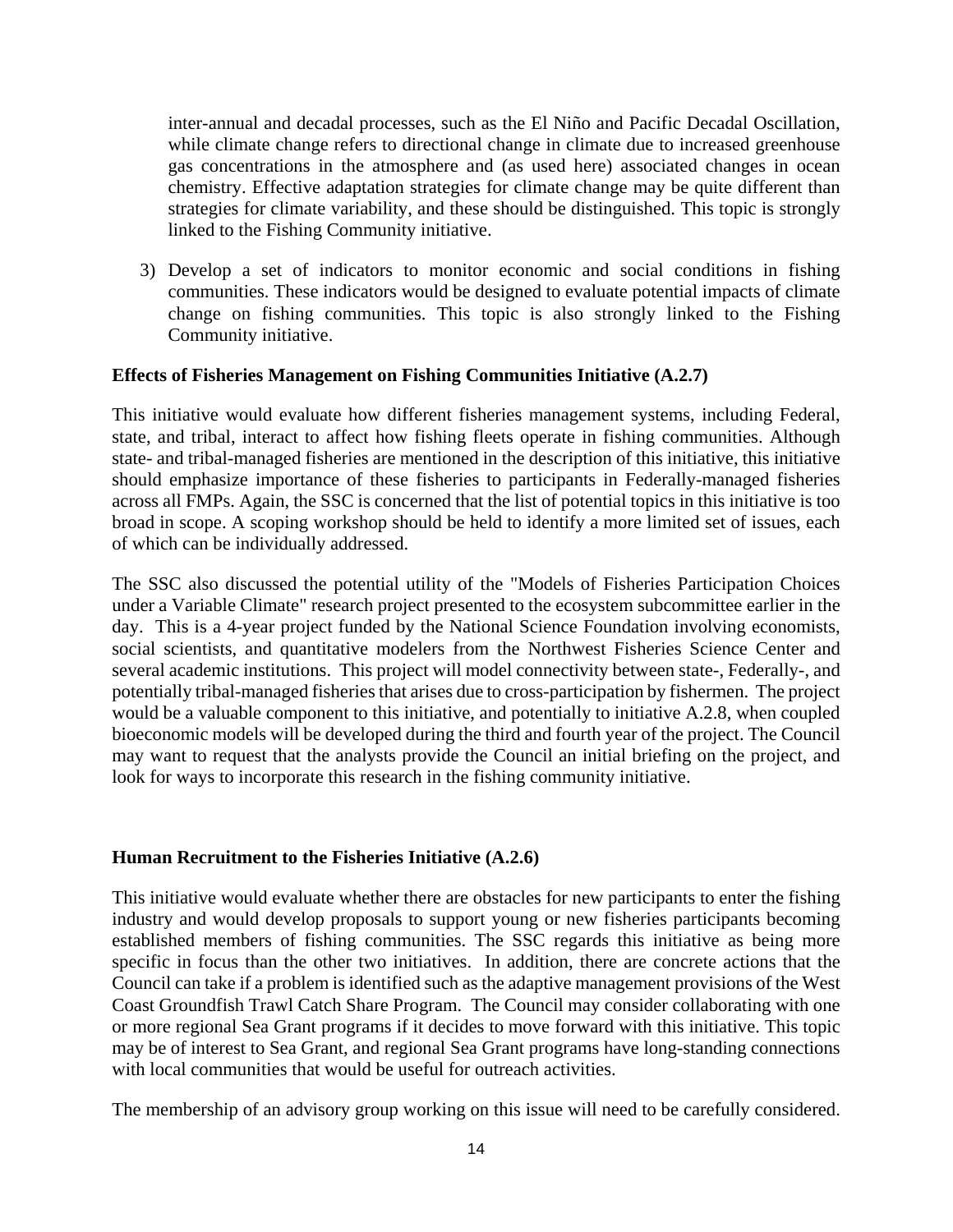inter-annual and decadal processes, such as the El Niño and Pacific Decadal Oscillation, while climate change refers to directional change in climate due to increased greenhouse gas concentrations in the atmosphere and (as used here) associated changes in ocean chemistry. Effective adaptation strategies for climate change may be quite different than strategies for climate variability, and these should be distinguished. This topic is strongly linked to the Fishing Community initiative.

3) Develop a set of indicators to monitor economic and social conditions in fishing communities. These indicators would be designed to evaluate potential impacts of climate change on fishing communities. This topic is also strongly linked to the Fishing Community initiative.

**Effects of Fisheries Management on Fishing Communities Initiative (A.2.7)**

This initiative would evaluate how different fisheries management systems, including Federal, state, and tribal, interact to affect how fishing fleets operate in fishing communities. Although state- and tribal-managed fisheries are mentioned in the description of this initiative, this initiative should emphasize importance of these fisheries to participants in Federally-managed fisheries across all FMPs. Again, the SSC is concerned that the list of potential topics in this initiative is too broad in scope. A scoping workshop should be held to identify a more limited set of issues, each of which can be individually addressed.

The SSC also discussed the potential utility of the "Models of Fisheries Participation Choices under a Variable Climate" research project presented to the ecosystem subcommittee earlier in the day. This is a 4-year project funded by the National Science Foundation involving economists, social scientists, and quantitative modelers from the Northwest Fisheries Science Center and several academic institutions. This project will model connectivity between state-, Federally-, and potentially tribal-managed fisheries that arises due to cross-participation by fishermen. The project would be a valuable component to this initiative, and potentially to initiative A.2.8, when coupled bioeconomic models will be developed during the third and fourth year of the project. The Council may want to request that the analysts provide the Council an initial briefing on the project, and look for ways to incorporate this research in the fishing community initiative.

**Human Recruitment to the Fisheries Initiative (A.2.6)**

This initiative would evaluate whether there are obstacles for new participants to enter the fishing industry and would develop proposals to support young or new fisheries participants becoming established members of fishing communities. The SSC regards this initiative as being more specific in focus than the other two initiatives. In addition, there are concrete actions that the Council can take if a problem is identified such as the adaptive management provisions of the West Coast Groundfish Trawl Catch Share Program. The Council may consider collaborating with one or more regional Sea Grant programs if it decides to move forward with this initiative. This topic may be of interest to Sea Grant, and regional Sea Grant programs have long-standing connections with local communities that would be useful for outreach activities.

The membership of an advisory group working on this issue will need to be carefully considered.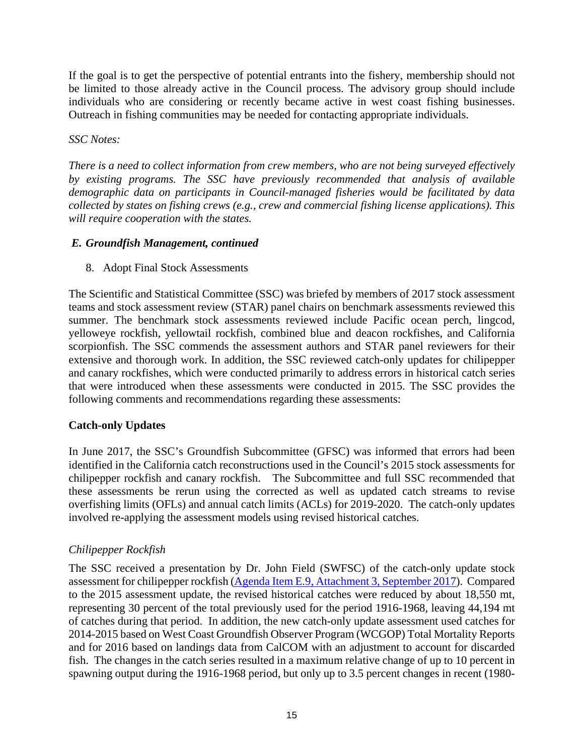If the goal is to get the perspective of potential entrants into the fishery, membership should not be limited to those already active in the Council process. The advisory group should include individuals who are considering or recently became active in west coast fishing businesses. Outreach in fishing communities may be needed for contacting appropriate individuals.

*SSC Notes:*

*There is a need to collect information from crew members, who are not being surveyed effectively by existing programs. The SSC have previously recommended that analysis of available demographic data on participants in Council-managed fisheries would be facilitated by data collected by states on fishing crews (e.g., crew and commercial fishing license applications). This will require cooperation with the states.*

### *E. Groundfish Management, continued*

8. Adopt Final Stock Assessments

The Scientific and Statistical Committee (SSC) was briefed by members of 2017 stock assessment teams and stock assessment review (STAR) panel chairs on benchmark assessments reviewed this summer. The benchmark stock assessments reviewed include Pacific ocean perch, lingcod, yelloweye rockfish, yellowtail rockfish, combined blue and deacon rockfishes, and California scorpionfish. The SSC commends the assessment authors and STAR panel reviewers for their extensive and thorough work. In addition, the SSC reviewed catch-only updates for chilipepper and canary rockfishes, which were conducted primarily to address errors in historical catch series that were introduced when these assessments were conducted in 2015. The SSC provides the following comments and recommendations regarding these assessments:

#### **Catch-only Updates**

In June 2017, the SSC's Groundfish Subcommittee (GFSC) was informed that errors had been identified in the California catch reconstructions used in the Council's 2015 stock assessments for chilipepper rockfish and canary rockfish. The Subcommittee and full SSC recommended that these assessments be rerun using the corrected as well as updated catch streams to revise overfishing limits (OFLs) and annual catch limits (ACLs) for 2019-2020. The catch-only updates involved re-applying the assessment models using revised historical catches.

#### *Chilipepper Rockfish*

The SSC received a presentation by Dr. John Field (SWFSC) of the catch-only update stock assessment for chilipepper rockfish (Agenda Item E.9, Attachment 3, September 2017). Compared to the 2015 assessment update, the revised historical catches were reduced by about 18,550 mt, representing 30 percent of the total previously used for the period 1916-1968, leaving 44,194 mt of catches during that period. In addition, the new catch-only update assessment used catches for 2014-2015 based on West Coast Groundfish Observer Program (WCGOP) Total Mortality Reports and for 2016 based on landings data from CalCOM with an adjustment to account for discarded fish. The changes in the catch series resulted in a maximum relative change of up to 10 percent in spawning output during the 1916-1968 period, but only up to 3.5 percent changes in recent (1980-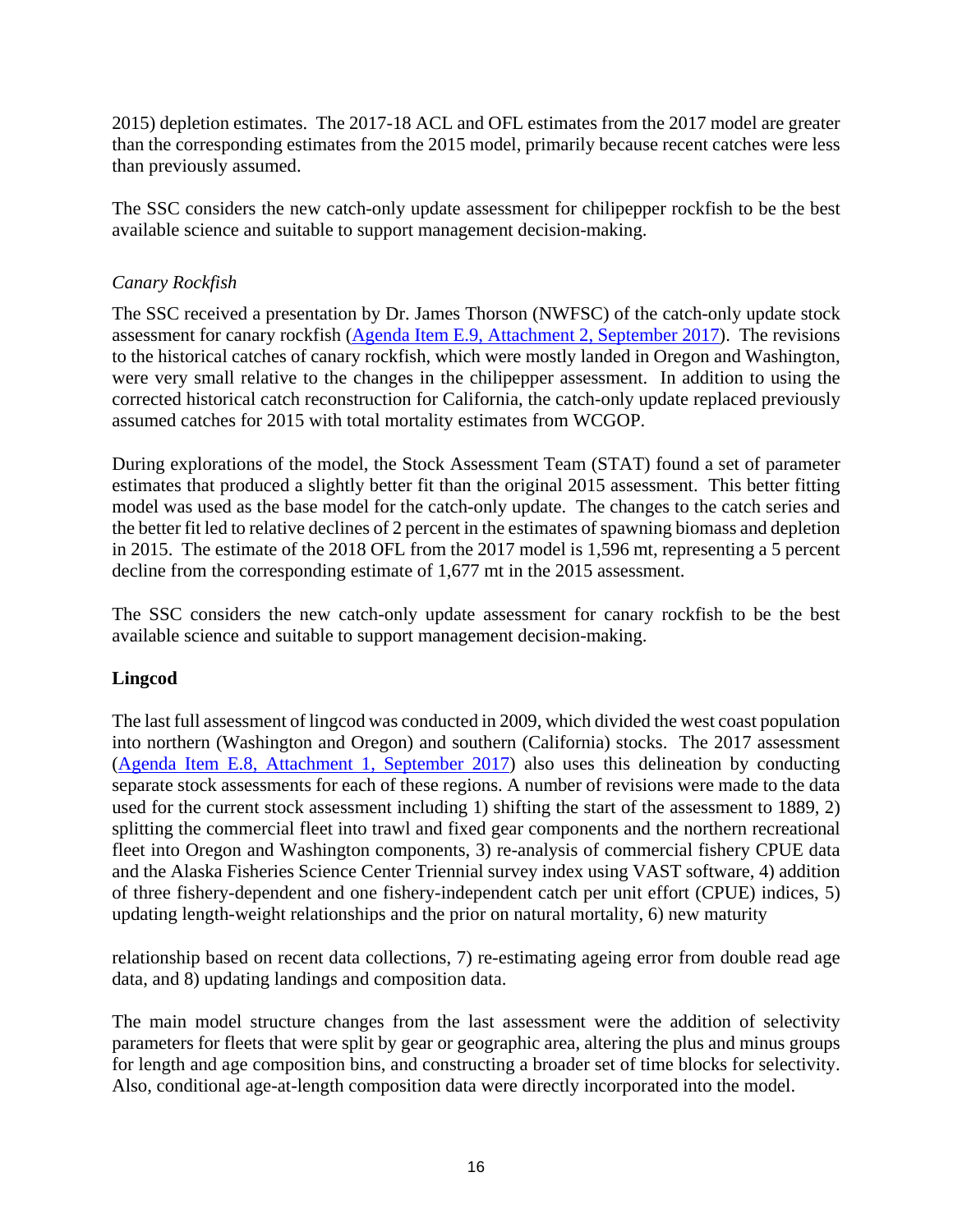2015) depletion estimates. The 2017-18 ACL and OFL estimates from the 2017 model are greater than the corresponding estimates from the 2015 model, primarily because recent catches were less than previously assumed.

The SSC considers the new catch-only update assessment for chilipepper rockfish to be the best available science and suitable to support management decision-making.

*Canary Rockfish*

The SSC received a presentation by Dr. James Thorson (NWFSC) of the catch-only update stock assessment for canary rockfish (Agenda Item E.9, Attachment 2, September 2017). The revisions to the historical catches of canary rockfish, which were mostly landed in Oregon and Washington, were very small relative to the changes in the chilipepper assessment. In addition to using the corrected historical catch reconstruction for California, the catch-only update replaced previously assumed catches for 2015 with total mortality estimates from WCGOP.

During explorations of the model, the Stock Assessment Team (STAT) found a set of parameter estimates that produced a slightly better fit than the original 2015 assessment. This better fitting model was used as the base model for the catch-only update. The changes to the catch series and the better fit led to relative declines of 2 percent in the estimates of spawning biomass and depletion in 2015. The estimate of the 2018 OFL from the 2017 model is 1,596 mt, representing a 5 percent decline from the corresponding estimate of 1,677 mt in the 2015 assessment.

The SSC considers the new catch-only update assessment for canary rockfish to be the best available science and suitable to support management decision-making.

**Lingcod**

The last full assessment of lingcod was conducted in 2009, which divided the west coast population into northern (Washington and Oregon) and southern (California) stocks. The 2017 assessment (Agenda Item E.8, Attachment 1, September 2017) also uses this delineation by conducting separate stock assessments for each of these regions. A number of revisions were made to the data used for the current stock assessment including 1) shifting the start of the assessment to 1889, 2) splitting the commercial fleet into trawl and fixed gear components and the northern recreational fleet into Oregon and Washington components, 3) re-analysis of commercial fishery CPUE data and the Alaska Fisheries Science Center Triennial survey index using VAST software, 4) addition of three fishery-dependent and one fishery-independent catch per unit effort (CPUE) indices, 5) updating length-weight relationships and the prior on natural mortality, 6) new maturity relationship based on recent data collections, 7) re-estimating ageing error from double read age data, and 8) updating landings and composition data.

The main model structure changes from the last assessment were the addition of selectivity parameters for fleets that were split by gear or geographic area, altering the plus and minus groups for length and age composition bins, and constructing a broader set of time blocks for selectivity. Also, conditional age-at-length composition data were directly incorporated into the model.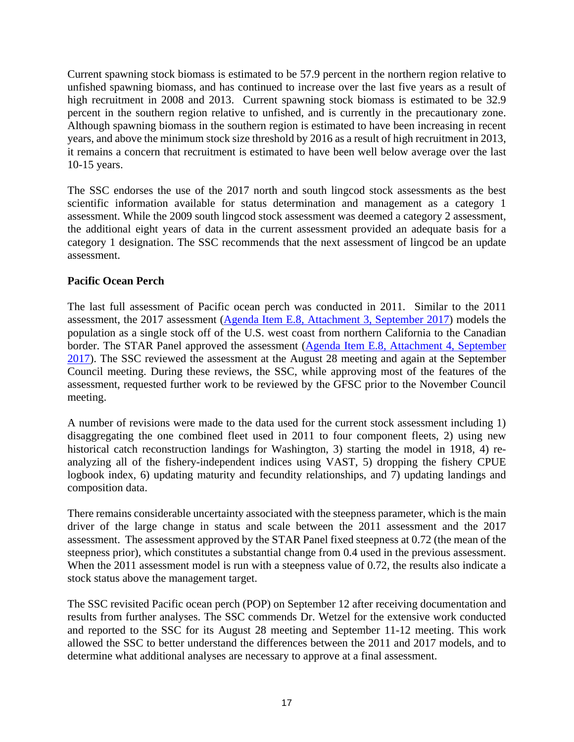Current spawning stock biomass is estimated to be 57.9 percent in the northern region relative to unfished spawning biomass, and has continued to increase over the last five years as a result of high recruitment in 2008 and 2013. Current spawning stock biomass is estimated to be 32.9 percent in the southern region relative to unfished, and is currently in the precautionary zone. Although spawning biomass in the southern region is estimated to have been increasing in recent years, and above the minimum stock size threshold by 2016 as a result of high recruitment in 2013, it remains a concern that recruitment is estimated to have been well below average over the last 10-15 years.

The SSC endorses the use of the 2017 north and south lingcod stock assessments as the best scientific information available for status determination and management as a category 1 assessment. While the 2009 south lingcod stock assessment was deemed a category 2 assessment, the additional eight years of data in the current assessment provided an adequate basis for a category 1 designation. The SSC recommends that the next assessment of lingcod be an update assessment.

**Pacific Ocean Perch**

The last full assessment of Pacific ocean perch was conducted in 2011. Similar to the 2011 assessment, the 2017 assessment (Agenda Item E.8, Attachment 3, September 2017) models the population as a single stock off of the U.S. west coast from northern California to the Canadian border. The STAR Panel approved the assessment (Agenda Item E.8, Attachment 4, September 2017). The SSC reviewed the assessment at the August 28 meeting and again at the September Council meeting. During these reviews, the SSC, while approving most of the features of the assessment, requested further work to be reviewed by the GFSC prior to the November Council meeting.

A number of revisions were made to the data used for the current stock assessment including 1) disaggregating the one combined fleet used in 2011 to four component fleets, 2) using new historical catch reconstruction landings for Washington, 3) starting the model in 1918, 4) re-analyzing all of the fishery-independent indices using VAST, 5) dropping the fishery CPUE logbook index, 6) updating maturity and fecundity relationships, and 7) updating landings and composition data.

There remains considerable uncertainty associated with the steepness parameter, which is the main driver of the large change in status and scale between the 2011 assessment and the 2017 assessment. The assessment approved by the STAR Panel fixed steepness at 0.72 (the mean of the steepness prior), which constitutes a substantial change from 0.4 used in the previous assessment. When the 2011 assessment model is run with a steepness value of 0.72, the results also indicate a stock status above the management target.

The SSC revisited Pacific ocean perch (POP) on September 12 after receiving documentation and results from further analyses. The SSC commends Dr. Wetzel for the extensive work conducted and reported to the SSC for its August 28 meeting and September 11-12 meeting. This work allowed the SSC to better understand the differences between the 2011 and 2017 models, and to determine what additional analyses are necessary to approve at a final assessment.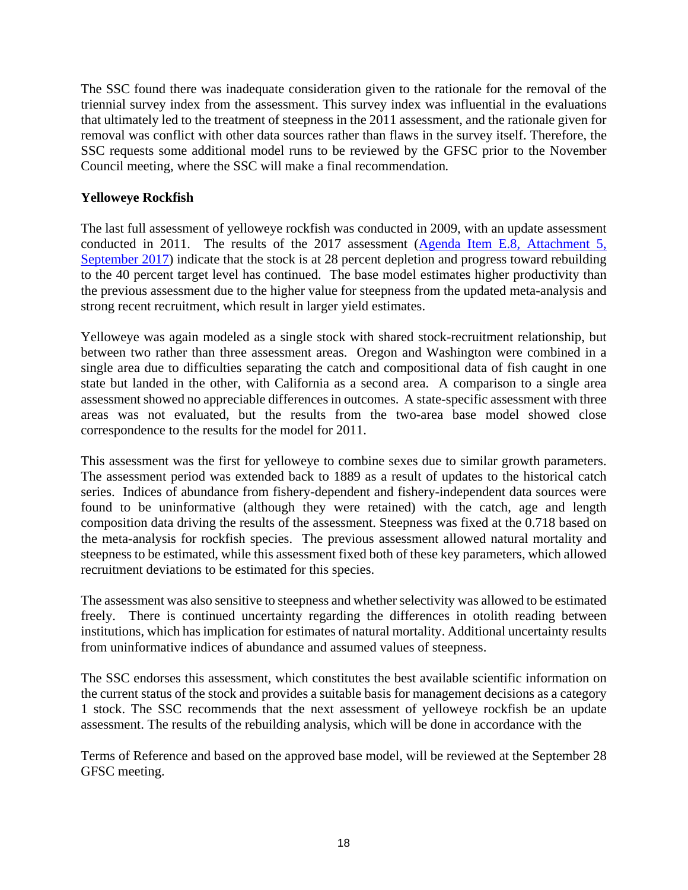The SSC found there was inadequate consideration given to the rationale for the removal of the triennial survey index from the assessment. This survey index was influential in the evaluations that ultimately led to the treatment of steepness in the 2011 assessment, and the rationale given for removal was conflict with other data sources rather than flaws in the survey itself. Therefore, the SSC requests some additional model runs to be reviewed by the GFSC prior to the November Council meeting, where the SSC will make a final recommendation.

**Yelloweye Rockfish**

The last full assessment of yelloweye rockfish was conducted in 2009, with an update assessment conducted in 2011. The results of the 2017 assessment ([Agenda Item E.8, Attachment 5, September 2017]) indicate that the stock is at 28 percent depletion and progress toward rebuilding to the 40 percent target level has continued. The base model estimates higher productivity than the previous assessment due to the higher value for steepness from the updated meta-analysis and strong recent recruitment, which result in larger yield estimates.

Yelloweye was again modeled as a single stock with shared stock-recruitment relationship, but between two rather than three assessment areas. Oregon and Washington were combined in a single area due to difficulties separating the catch and compositional data of fish caught in one state but landed in the other, with California as a second area. A comparison to a single area assessment showed no appreciable differences in outcomes. A state-specific assessment with three areas was not evaluated, but the results from the two-area base model showed close correspondence to the results for the model for 2011.

This assessment was the first for yelloweye to combine sexes due to similar growth parameters. The assessment period was extended back to 1889 as a result of updates to the historical catch series. Indices of abundance from fishery-dependent and fishery-independent data sources were found to be uninformative (although they were retained) with the catch, age and length composition data driving the results of the assessment. Steepness was fixed at the 0.718 based on the meta-analysis for rockfish species. The previous assessment allowed natural mortality and steepness to be estimated, while this assessment fixed both of these key parameters, which allowed recruitment deviations to be estimated for this species.

The assessment was also sensitive to steepness and whether selectivity was allowed to be estimated freely. There is continued uncertainty regarding the differences in otolith reading between institutions, which has implication for estimates of natural mortality. Additional uncertainty results from uninformative indices of abundance and assumed values of steepness.

The SSC endorses this assessment, which constitutes the best available scientific information on the current status of the stock and provides a suitable basis for management decisions as a category 1 stock. The SSC recommends that the next assessment of yelloweye rockfish be an update assessment. The results of the rebuilding analysis, which will be done in accordance with the Terms of Reference and based on the approved base model, will be reviewed at the September 28 GFSC meeting.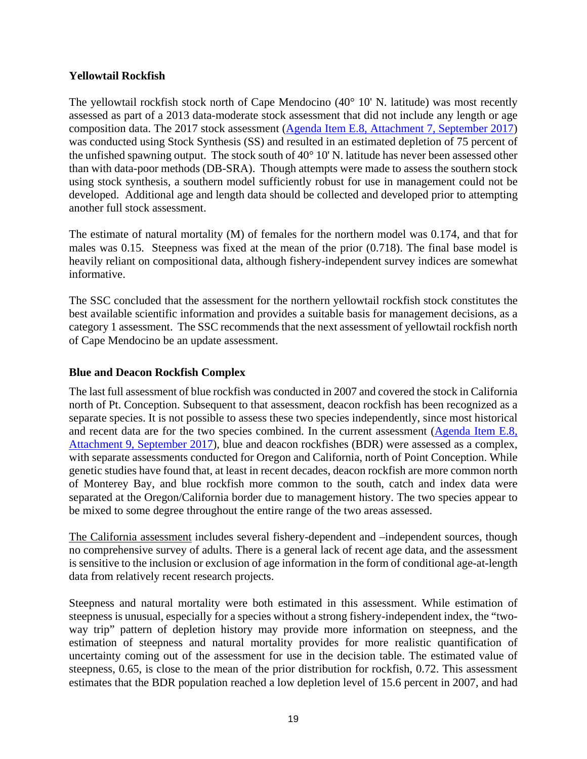**Yellowtail Rockfish**

The yellowtail rockfish stock north of Cape Mendocino (40° 10' N. latitude) was most recently assessed as part of a 2013 data-moderate stock assessment that did not include any length or age composition data. The 2017 stock assessment ([Agenda Item E.8, Attachment 7, September 2017](#)) was conducted using Stock Synthesis (SS) and resulted in an estimated depletion of 75 percent of the unfished spawning output. The stock south of 40° 10' N. latitude has never been assessed other than with data-poor methods (DB-SRA). Though attempts were made to assess the southern stock using stock synthesis, a southern model sufficiently robust for use in management could not be developed. Additional age and length data should be collected and developed prior to attempting another full stock assessment.

The estimate of natural mortality (M) of females for the northern model was 0.174, and that for males was 0.15. Steepness was fixed at the mean of the prior (0.718). The final base model is heavily reliant on compositional data, although fishery-independent survey indices are somewhat informative.

The SSC concluded that the assessment for the northern yellowtail rockfish stock constitutes the best available scientific information and provides a suitable basis for management decisions, as a category 1 assessment. The SSC recommends that the next assessment of yellowtail rockfish north of Cape Mendocino be an update assessment.

**Blue and Deacon Rockfish Complex**

The last full assessment of blue rockfish was conducted in 2007 and covered the stock in California north of Pt. Conception. Subsequent to that assessment, deacon rockfish has been recognized as a separate species. It is not possible to assess these two species independently, since most historical and recent data are for the two species combined. In the current assessment ([Agenda Item E.8, Attachment 9, September 2017](#)), blue and deacon rockfishes (BDR) were assessed as a complex, with separate assessments conducted for Oregon and California, north of Point Conception. While genetic studies have found that, at least in recent decades, deacon rockfish are more common north of Monterey Bay, and blue rockfish more common to the south, catch and index data were separated at the Oregon/California border due to management history. The two species appear to be mixed to some degree throughout the entire range of the two areas assessed.

The California assessment includes several fishery-dependent and –independent sources, though no comprehensive survey of adults. There is a general lack of recent age data, and the assessment is sensitive to the inclusion or exclusion of age information in the form of conditional age-at-length data from relatively recent research projects.

Steepness and natural mortality were both estimated in this assessment. While estimation of steepness is unusual, especially for a species without a strong fishery-independent index, the "two-way trip" pattern of depletion history may provide more information on steepness, and the estimation of steepness and natural mortality provides for more realistic quantification of uncertainty coming out of the assessment for use in the decision table. The estimated value of steepness, 0.65, is close to the mean of the prior distribution for rockfish, 0.72. This assessment estimates that the BDR population reached a low depletion level of 15.6 percent in 2007, and had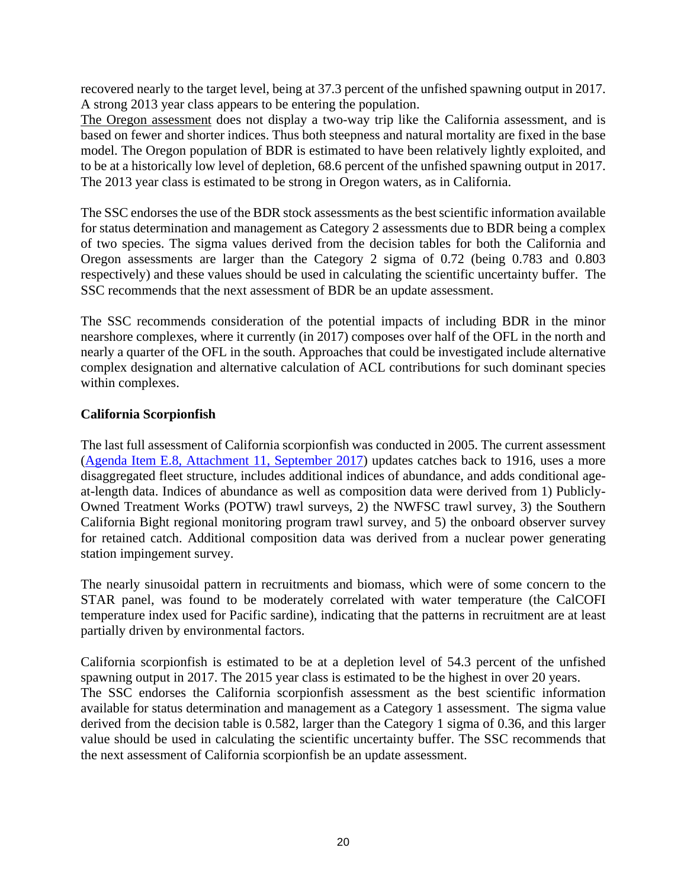recovered nearly to the target level, being at 37.3 percent of the unfished spawning output in 2017. A strong 2013 year class appears to be entering the population.
The Oregon assessment does not display a two-way trip like the California assessment, and is based on fewer and shorter indices. Thus both steepness and natural mortality are fixed in the base model. The Oregon population of BDR is estimated to have been relatively lightly exploited, and to be at a historically low level of depletion, 68.6 percent of the unfished spawning output in 2017. The 2013 year class is estimated to be strong in Oregon waters, as in California.

The SSC endorses the use of the BDR stock assessments as the best scientific information available for status determination and management as Category 2 assessments due to BDR being a complex of two species. The sigma values derived from the decision tables for both the California and Oregon assessments are larger than the Category 2 sigma of 0.72 (being 0.783 and 0.803 respectively) and these values should be used in calculating the scientific uncertainty buffer. The SSC recommends that the next assessment of BDR be an update assessment.

The SSC recommends consideration of the potential impacts of including BDR in the minor nearshore complexes, where it currently (in 2017) composes over half of the OFL in the north and nearly a quarter of the OFL in the south. Approaches that could be investigated include alternative complex designation and alternative calculation of ACL contributions for such dominant species within complexes.

**California Scorpionfish**

The last full assessment of California scorpionfish was conducted in 2005. The current assessment (Agenda Item E.8, Attachment 11, September 2017) updates catches back to 1916, uses a more disaggregated fleet structure, includes additional indices of abundance, and adds conditional age-at-length data. Indices of abundance as well as composition data were derived from 1) Publicly-Owned Treatment Works (POTW) trawl surveys, 2) the NWFSC trawl survey, 3) the Southern California Bight regional monitoring program trawl survey, and 5) the onboard observer survey for retained catch. Additional composition data was derived from a nuclear power generating station impingement survey.

The nearly sinusoidal pattern in recruitments and biomass, which were of some concern to the STAR panel, was found to be moderately correlated with water temperature (the CalCOFI temperature index used for Pacific sardine), indicating that the patterns in recruitment are at least partially driven by environmental factors.

California scorpionfish is estimated to be at a depletion level of 54.3 percent of the unfished spawning output in 2017. The 2015 year class is estimated to be the highest in over 20 years.
The SSC endorses the California scorpionfish assessment as the best scientific information available for status determination and management as a Category 1 assessment. The sigma value derived from the decision table is 0.582, larger than the Category 1 sigma of 0.36, and this larger value should be used in calculating the scientific uncertainty buffer. The SSC recommends that the next assessment of California scorpionfish be an update assessment.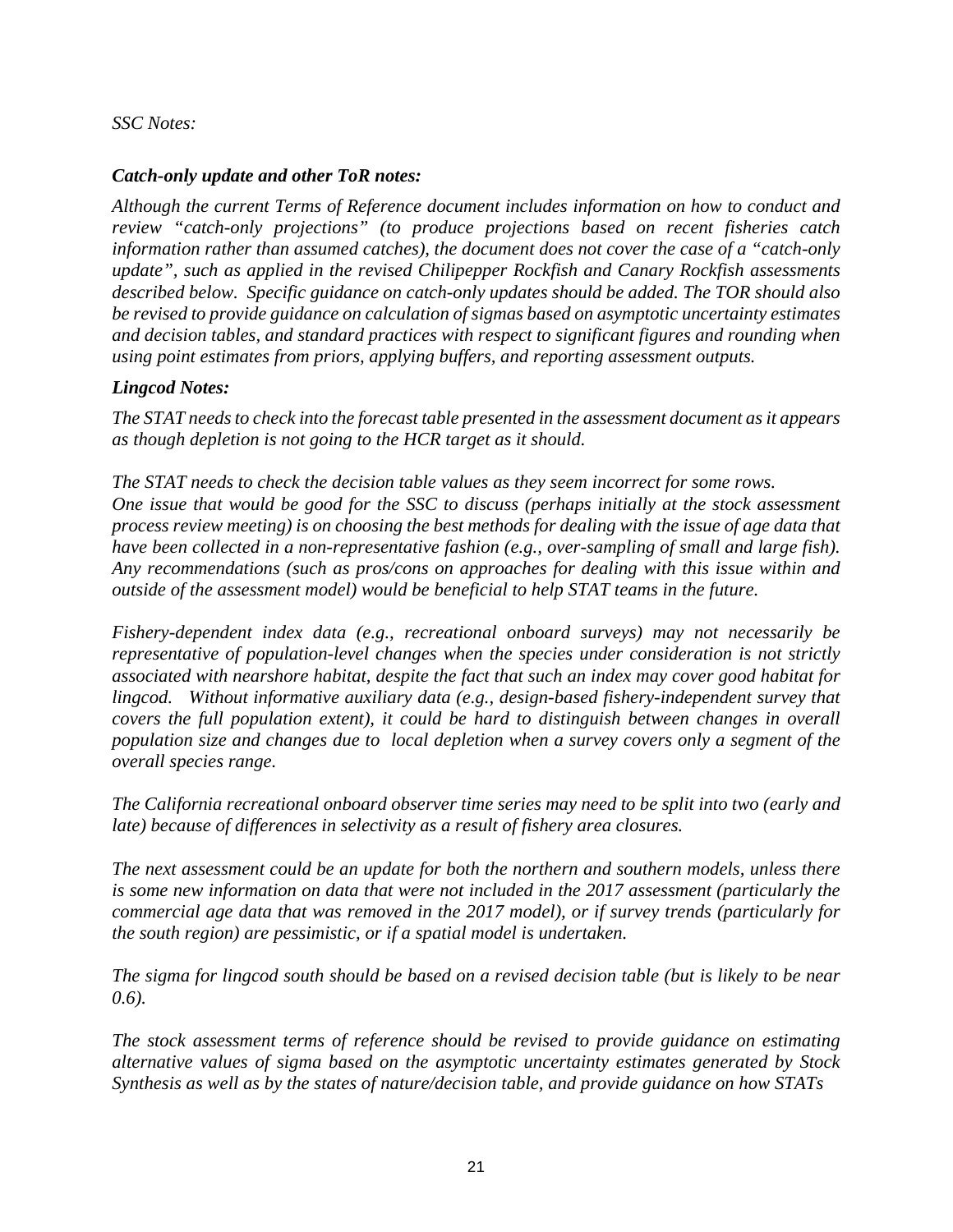*SSC Notes:*

***Catch-only update and other ToR notes:***

*Although the current Terms of Reference document includes information on how to conduct and review "catch-only projections" (to produce projections based on recent fisheries catch information rather than assumed catches), the document does not cover the case of a "catch-only update", such as applied in the revised Chilipepper Rockfish and Canary Rockfish assessments described below. Specific guidance on catch-only updates should be added. The TOR should also be revised to provide guidance on calculation of sigmas based on asymptotic uncertainty estimates and decision tables, and standard practices with respect to significant figures and rounding when using point estimates from priors, applying buffers, and reporting assessment outputs.*

***Lingcod Notes:***

*The STAT needs to check into the forecast table presented in the assessment document as it appears as though depletion is not going to the HCR target as it should.*

*The STAT needs to check the decision table values as they seem incorrect for some rows.*
*One issue that would be good for the SSC to discuss (perhaps initially at the stock assessment process review meeting) is on choosing the best methods for dealing with the issue of age data that have been collected in a non-representative fashion (e.g., over-sampling of small and large fish). Any recommendations (such as pros/cons on approaches for dealing with this issue within and outside of the assessment model) would be beneficial to help STAT teams in the future.*

*Fishery-dependent index data (e.g., recreational onboard surveys) may not necessarily be representative of population-level changes when the species under consideration is not strictly associated with nearshore habitat, despite the fact that such an index may cover good habitat for lingcod. Without informative auxiliary data (e.g., design-based fishery-independent survey that covers the full population extent), it could be hard to distinguish between changes in overall population size and changes due to local depletion when a survey covers only a segment of the overall species range.*

*The California recreational onboard observer time series may need to be split into two (early and late) because of differences in selectivity as a result of fishery area closures.*

*The next assessment could be an update for both the northern and southern models, unless there is some new information on data that were not included in the 2017 assessment (particularly the commercial age data that was removed in the 2017 model), or if survey trends (particularly for the south region) are pessimistic, or if a spatial model is undertaken.*

*The sigma for lingcod south should be based on a revised decision table (but is likely to be near 0.6).*

*The stock assessment terms of reference should be revised to provide guidance on estimating alternative values of sigma based on the asymptotic uncertainty estimates generated by Stock Synthesis as well as by the states of nature/decision table, and provide guidance on how STATs*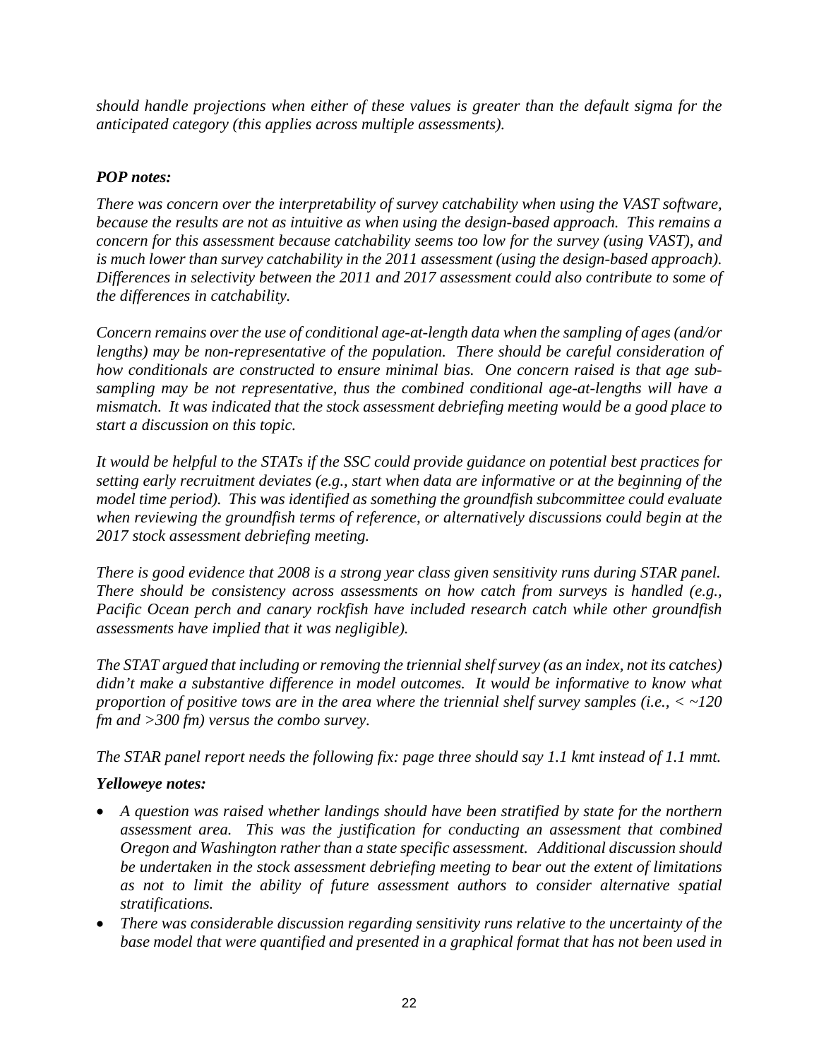*should handle projections when either of these values is greater than the default sigma for the anticipated category (this applies across multiple assessments).*

***POP notes:***

*There was concern over the interpretability of survey catchability when using the VAST software, because the results are not as intuitive as when using the design-based approach. This remains a concern for this assessment because catchability seems too low for the survey (using VAST), and is much lower than survey catchability in the 2011 assessment (using the design-based approach). Differences in selectivity between the 2011 and 2017 assessment could also contribute to some of the differences in catchability.*

*Concern remains over the use of conditional age-at-length data when the sampling of ages (and/or lengths) may be non-representative of the population. There should be careful consideration of how conditionals are constructed to ensure minimal bias. One concern raised is that age sub-sampling may be not representative, thus the combined conditional age-at-lengths will have a mismatch. It was indicated that the stock assessment debriefing meeting would be a good place to start a discussion on this topic.*

*It would be helpful to the STATs if the SSC could provide guidance on potential best practices for setting early recruitment deviates (e.g., start when data are informative or at the beginning of the model time period). This was identified as something the groundfish subcommittee could evaluate when reviewing the groundfish terms of reference, or alternatively discussions could begin at the 2017 stock assessment debriefing meeting.*

*There is good evidence that 2008 is a strong year class given sensitivity runs during STAR panel. There should be consistency across assessments on how catch from surveys is handled (e.g., Pacific Ocean perch and canary rockfish have included research catch while other groundfish assessments have implied that it was negligible).*

*The STAT argued that including or removing the triennial shelf survey (as an index, not its catches) didn't make a substantive difference in model outcomes. It would be informative to know what proportion of positive tows are in the area where the triennial shelf survey samples (i.e., < ~120 fm and >300 fm) versus the combo survey.*

*The STAR panel report needs the following fix: page three should say 1.1 kmt instead of 1.1 mmt.*

***Yelloweye notes:***

- *A question was raised whether landings should have been stratified by state for the northern assessment area. This was the justification for conducting an assessment that combined Oregon and Washington rather than a state specific assessment. Additional discussion should be undertaken in the stock assessment debriefing meeting to bear out the extent of limitations as not to limit the ability of future assessment authors to consider alternative spatial stratifications.*
- *There was considerable discussion regarding sensitivity runs relative to the uncertainty of the base model that were quantified and presented in a graphical format that has not been used in*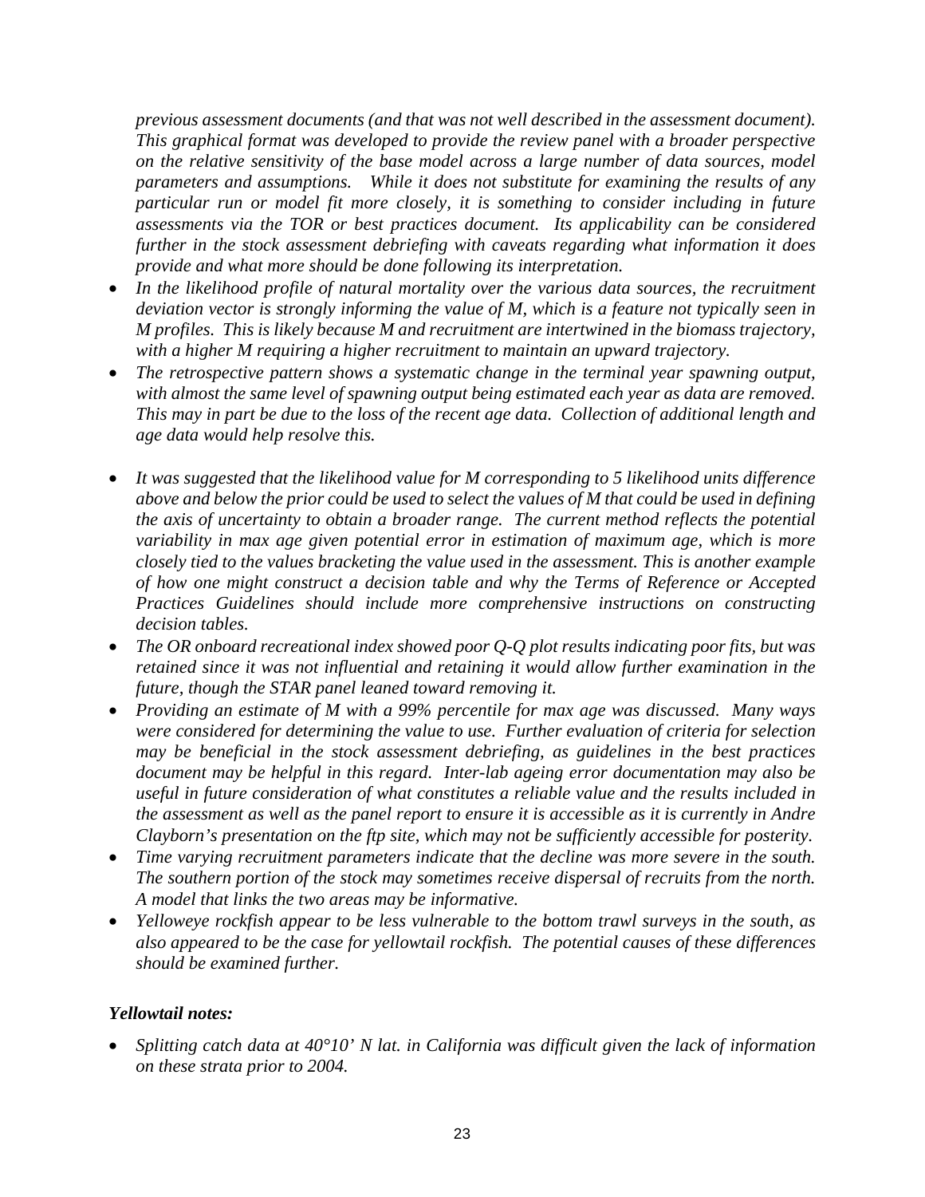*previous assessment documents (and that was not well described in the assessment document). This graphical format was developed to provide the review panel with a broader perspective on the relative sensitivity of the base model across a large number of data sources, model parameters and assumptions. While it does not substitute for examining the results of any particular run or model fit more closely, it is something to consider including in future assessments via the TOR or best practices document. Its applicability can be considered further in the stock assessment debriefing with caveats regarding what information it does provide and what more should be done following its interpretation.*

- *In the likelihood profile of natural mortality over the various data sources, the recruitment deviation vector is strongly informing the value of M, which is a feature not typically seen in M profiles. This is likely because M and recruitment are intertwined in the biomass trajectory, with a higher M requiring a higher recruitment to maintain an upward trajectory.*
- *The retrospective pattern shows a systematic change in the terminal year spawning output, with almost the same level of spawning output being estimated each year as data are removed. This may in part be due to the loss of the recent age data. Collection of additional length and age data would help resolve this.*
- *It was suggested that the likelihood value for M corresponding to 5 likelihood units difference above and below the prior could be used to select the values of M that could be used in defining the axis of uncertainty to obtain a broader range. The current method reflects the potential variability in max age given potential error in estimation of maximum age, which is more closely tied to the values bracketing the value used in the assessment. This is another example of how one might construct a decision table and why the Terms of Reference or Accepted Practices Guidelines should include more comprehensive instructions on constructing decision tables.*
- *The OR onboard recreational index showed poor Q-Q plot results indicating poor fits, but was retained since it was not influential and retaining it would allow further examination in the future, though the STAR panel leaned toward removing it.*
- *Providing an estimate of M with a 99% percentile for max age was discussed. Many ways were considered for determining the value to use. Further evaluation of criteria for selection may be beneficial in the stock assessment debriefing, as guidelines in the best practices document may be helpful in this regard. Inter-lab ageing error documentation may also be useful in future consideration of what constitutes a reliable value and the results included in the assessment as well as the panel report to ensure it is accessible as it is currently in Andre Clayborn's presentation on the ftp site, which may not be sufficiently accessible for posterity.*
- *Time varying recruitment parameters indicate that the decline was more severe in the south. The southern portion of the stock may sometimes receive dispersal of recruits from the north. A model that links the two areas may be informative.*
- *Yelloweye rockfish appear to be less vulnerable to the bottom trawl surveys in the south, as also appeared to be the case for yellowtail rockfish. The potential causes of these differences should be examined further.*

***Yellowtail notes:***

- *Splitting catch data at 40°10' N lat. in California was difficult given the lack of information on these strata prior to 2004.*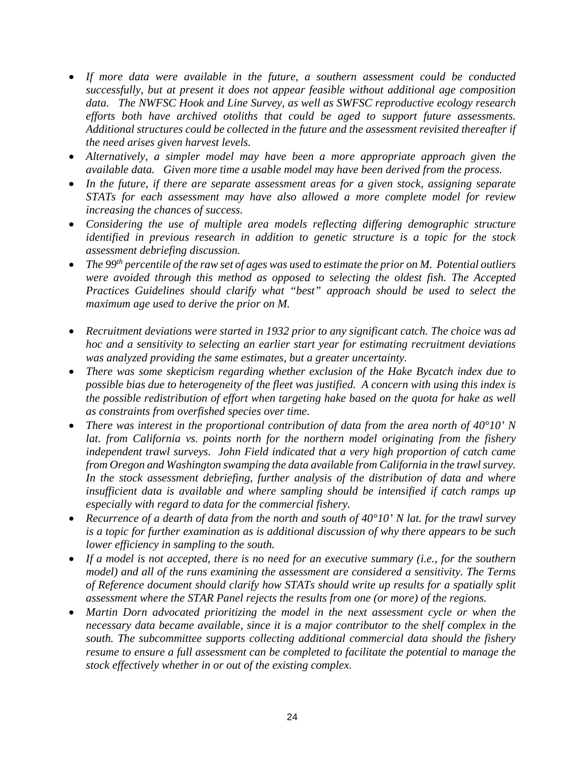- *If more data were available in the future, a southern assessment could be conducted successfully, but at present it does not appear feasible without additional age composition data. The NWFSC Hook and Line Survey, as well as SWFSC reproductive ecology research efforts both have archived otoliths that could be aged to support future assessments. Additional structures could be collected in the future and the assessment revisited thereafter if the need arises given harvest levels.*
- *Alternatively, a simpler model may have been a more appropriate approach given the available data. Given more time a usable model may have been derived from the process.*
- *In the future, if there are separate assessment areas for a given stock, assigning separate STATs for each assessment may have also allowed a more complete model for review increasing the chances of success.*
- *Considering the use of multiple area models reflecting differing demographic structure identified in previous research in addition to genetic structure is a topic for the stock assessment debriefing discussion.*
- *The 99th percentile of the raw set of ages was used to estimate the prior on M. Potential outliers were avoided through this method as opposed to selecting the oldest fish. The Accepted Practices Guidelines should clarify what "best" approach should be used to select the maximum age used to derive the prior on M.*
- *Recruitment deviations were started in 1932 prior to any significant catch. The choice was ad hoc and a sensitivity to selecting an earlier start year for estimating recruitment deviations was analyzed providing the same estimates, but a greater uncertainty.*
- *There was some skepticism regarding whether exclusion of the Hake Bycatch index due to possible bias due to heterogeneity of the fleet was justified. A concern with using this index is the possible redistribution of effort when targeting hake based on the quota for hake as well as constraints from overfished species over time.*
- *There was interest in the proportional contribution of data from the area north of 40°10' N lat. from California vs. points north for the northern model originating from the fishery independent trawl surveys. John Field indicated that a very high proportion of catch came from Oregon and Washington swamping the data available from California in the trawl survey. In the stock assessment debriefing, further analysis of the distribution of data and where insufficient data is available and where sampling should be intensified if catch ramps up especially with regard to data for the commercial fishery.*
- *Recurrence of a dearth of data from the north and south of 40°10' N lat. for the trawl survey is a topic for further examination as is additional discussion of why there appears to be such lower efficiency in sampling to the south.*
- *If a model is not accepted, there is no need for an executive summary (i.e., for the southern model) and all of the runs examining the assessment are considered a sensitivity. The Terms of Reference document should clarify how STATs should write up results for a spatially split assessment where the STAR Panel rejects the results from one (or more) of the regions.*
- *Martin Dorn advocated prioritizing the model in the next assessment cycle or when the necessary data became available, since it is a major contributor to the shelf complex in the south. The subcommittee supports collecting additional commercial data should the fishery resume to ensure a full assessment can be completed to facilitate the potential to manage the stock effectively whether in or out of the existing complex.*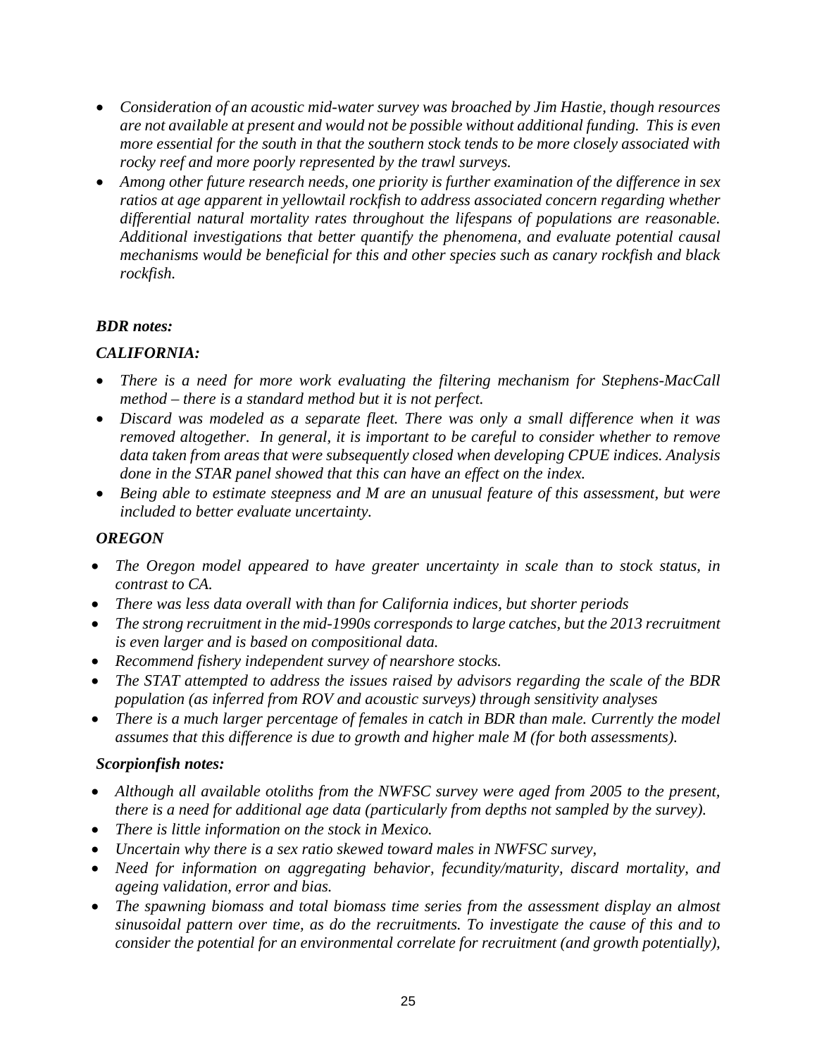- *Consideration of an acoustic mid-water survey was broached by Jim Hastie, though resources are not available at present and would not be possible without additional funding. This is even more essential for the south in that the southern stock tends to be more closely associated with rocky reef and more poorly represented by the trawl surveys.*
- *Among other future research needs, one priority is further examination of the difference in sex ratios at age apparent in yellowtail rockfish to address associated concern regarding whether differential natural mortality rates throughout the lifespans of populations are reasonable. Additional investigations that better quantify the phenomena, and evaluate potential causal mechanisms would be beneficial for this and other species such as canary rockfish and black rockfish.*

***BDR notes:***

***CALIFORNIA:***

- *There is a need for more work evaluating the filtering mechanism for Stephens-MacCall method – there is a standard method but it is not perfect.*
- *Discard was modeled as a separate fleet. There was only a small difference when it was removed altogether. In general, it is important to be careful to consider whether to remove data taken from areas that were subsequently closed when developing CPUE indices. Analysis done in the STAR panel showed that this can have an effect on the index.*
- *Being able to estimate steepness and M are an unusual feature of this assessment, but were included to better evaluate uncertainty.*

***OREGON***

- *The Oregon model appeared to have greater uncertainty in scale than to stock status, in contrast to CA.*
- *There was less data overall with than for California indices, but shorter periods*
- *The strong recruitment in the mid-1990s corresponds to large catches, but the 2013 recruitment is even larger and is based on compositional data.*
- *Recommend fishery independent survey of nearshore stocks.*
- *The STAT attempted to address the issues raised by advisors regarding the scale of the BDR population (as inferred from ROV and acoustic surveys) through sensitivity analyses*
- *There is a much larger percentage of females in catch in BDR than male. Currently the model assumes that this difference is due to growth and higher male M (for both assessments).*

***Scorpionfish notes:***

- *Although all available otoliths from the NWFSC survey were aged from 2005 to the present, there is a need for additional age data (particularly from depths not sampled by the survey).*
- *There is little information on the stock in Mexico.*
- *Uncertain why there is a sex ratio skewed toward males in NWFSC survey,*
- *Need for information on aggregating behavior, fecundity/maturity, discard mortality, and ageing validation, error and bias.*
- *The spawning biomass and total biomass time series from the assessment display an almost sinusoidal pattern over time, as do the recruitments. To investigate the cause of this and to consider the potential for an environmental correlate for recruitment (and growth potentially),*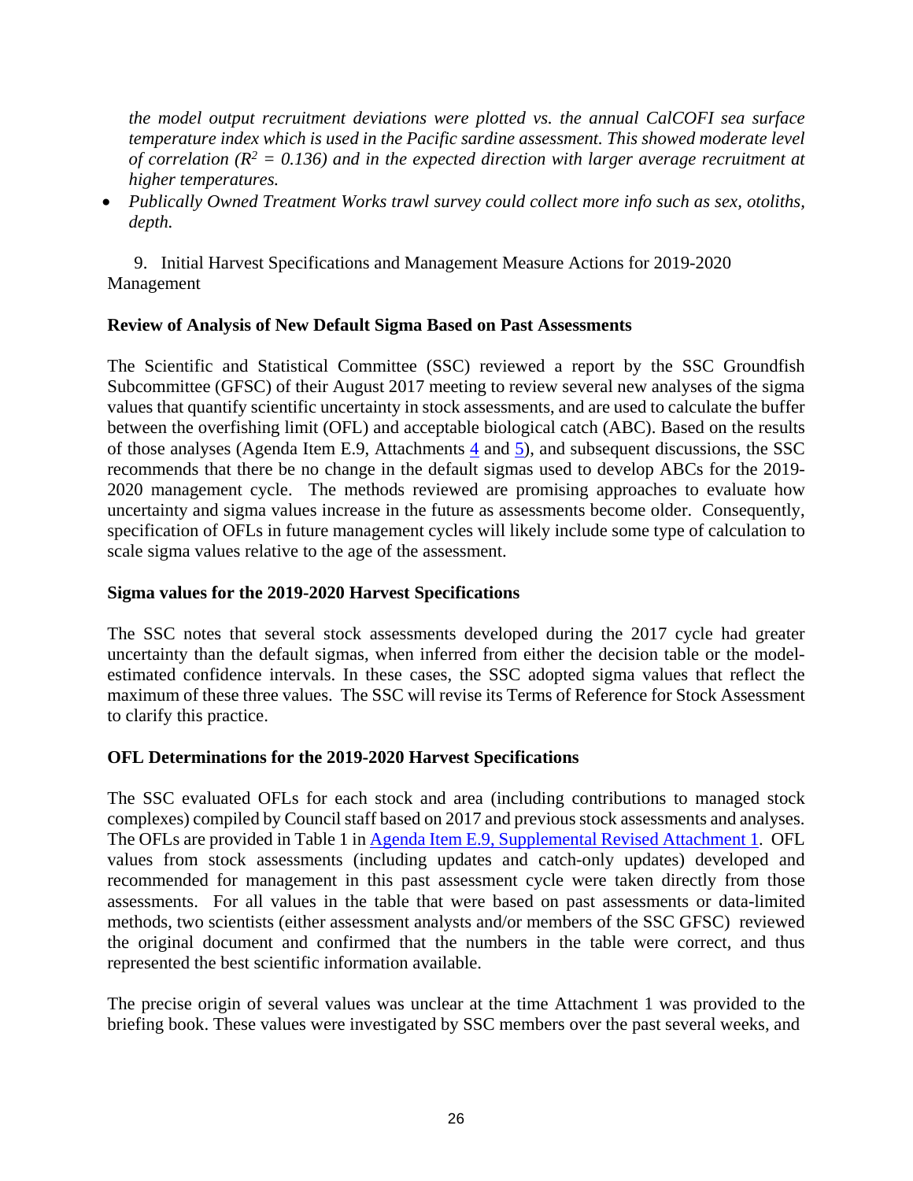*the model output recruitment deviations were plotted vs. the annual CalCOFI sea surface temperature index which is used in the Pacific sardine assessment. This showed moderate level of correlation ($R^2$ = 0.136) and in the expected direction with larger average recruitment at higher temperatures.*

- *Publically Owned Treatment Works trawl survey could collect more info such as sex, otoliths, depth.*

9. Initial Harvest Specifications and Management Measure Actions for 2019-2020 Management

**Review of Analysis of New Default Sigma Based on Past Assessments**

The Scientific and Statistical Committee (SSC) reviewed a report by the SSC Groundfish Subcommittee (GFSC) of their August 2017 meeting to review several new analyses of the sigma values that quantify scientific uncertainty in stock assessments, and are used to calculate the buffer between the overfishing limit (OFL) and acceptable biological catch (ABC). Based on the results of those analyses (Agenda Item E.9, Attachments 4 and 5), and subsequent discussions, the SSC recommends that there be no change in the default sigmas used to develop ABCs for the 2019-2020 management cycle. The methods reviewed are promising approaches to evaluate how uncertainty and sigma values increase in the future as assessments become older. Consequently, specification of OFLs in future management cycles will likely include some type of calculation to scale sigma values relative to the age of the assessment.

**Sigma values for the 2019-2020 Harvest Specifications**

The SSC notes that several stock assessments developed during the 2017 cycle had greater uncertainty than the default sigmas, when inferred from either the decision table or the model-estimated confidence intervals. In these cases, the SSC adopted sigma values that reflect the maximum of these three values. The SSC will revise its Terms of Reference for Stock Assessment to clarify this practice.

**OFL Determinations for the 2019-2020 Harvest Specifications**

The SSC evaluated OFLs for each stock and area (including contributions to managed stock complexes) compiled by Council staff based on 2017 and previous stock assessments and analyses. The OFLs are provided in Table 1 in Agenda Item E.9, Supplemental Revised Attachment 1. OFL values from stock assessments (including updates and catch-only updates) developed and recommended for management in this past assessment cycle were taken directly from those assessments. For all values in the table that were based on past assessments or data-limited methods, two scientists (either assessment analysts and/or members of the SSC GFSC) reviewed the original document and confirmed that the numbers in the table were correct, and thus represented the best scientific information available.

The precise origin of several values was unclear at the time Attachment 1 was provided to the briefing book. These values were investigated by SSC members over the past several weeks, and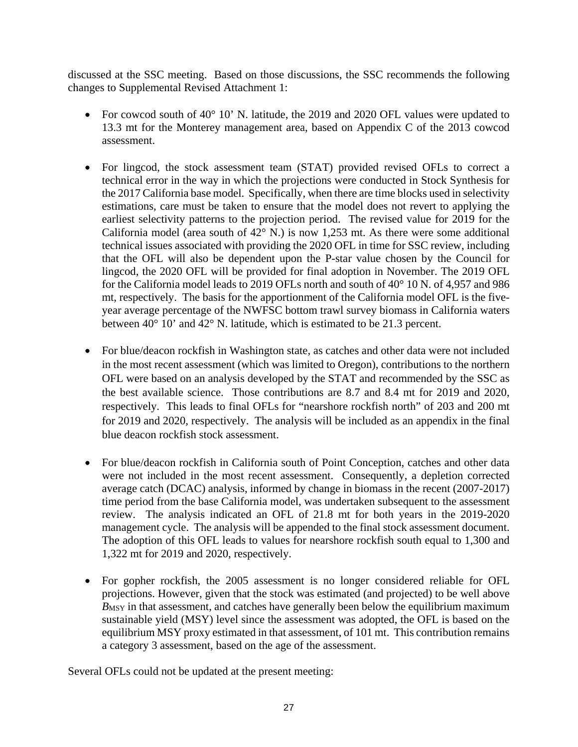discussed at the SSC meeting. Based on those discussions, the SSC recommends the following changes to Supplemental Revised Attachment 1:

- For cowcod south of 40° 10’ N. latitude, the 2019 and 2020 OFL values were updated to 13.3 mt for the Monterey management area, based on Appendix C of the 2013 cowcod assessment.

- For lingcod, the stock assessment team (STAT) provided revised OFLs to correct a technical error in the way in which the projections were conducted in Stock Synthesis for the 2017 California base model. Specifically, when there are time blocks used in selectivity estimations, care must be taken to ensure that the model does not revert to applying the earliest selectivity patterns to the projection period. The revised value for 2019 for the California model (area south of 42° N.) is now 1,253 mt. As there were some additional technical issues associated with providing the 2020 OFL in time for SSC review, including that the OFL will also be dependent upon the P-star value chosen by the Council for lingcod, the 2020 OFL will be provided for final adoption in November. The 2019 OFL for the California model leads to 2019 OFLs north and south of 40° 10 N. of 4,957 and 986 mt, respectively. The basis for the apportionment of the California model OFL is the five-year average percentage of the NWFSC bottom trawl survey biomass in California waters between 40° 10’ and 42° N. latitude, which is estimated to be 21.3 percent.

- For blue/deacon rockfish in Washington state, as catches and other data were not included in the most recent assessment (which was limited to Oregon), contributions to the northern OFL were based on an analysis developed by the STAT and recommended by the SSC as the best available science. Those contributions are 8.7 and 8.4 mt for 2019 and 2020, respectively. This leads to final OFLs for “nearshore rockfish north” of 203 and 200 mt for 2019 and 2020, respectively. The analysis will be included as an appendix in the final blue deacon rockfish stock assessment.

- For blue/deacon rockfish in California south of Point Conception, catches and other data were not included in the most recent assessment. Consequently, a depletion corrected average catch (DCAC) analysis, informed by change in biomass in the recent (2007-2017) time period from the base California model, was undertaken subsequent to the assessment review. The analysis indicated an OFL of 21.8 mt for both years in the 2019-2020 management cycle. The analysis will be appended to the final stock assessment document. The adoption of this OFL leads to values for nearshore rockfish south equal to 1,300 and 1,322 mt for 2019 and 2020, respectively.

- For gopher rockfish, the 2005 assessment is no longer considered reliable for OFL projections. However, given that the stock was estimated (and projected) to be well above $B_{MSY}$ in that assessment, and catches have generally been below the equilibrium maximum sustainable yield (MSY) level since the assessment was adopted, the OFL is based on the equilibrium MSY proxy estimated in that assessment, of 101 mt. This contribution remains a category 3 assessment, based on the age of the assessment.

Several OFLs could not be updated at the present meeting: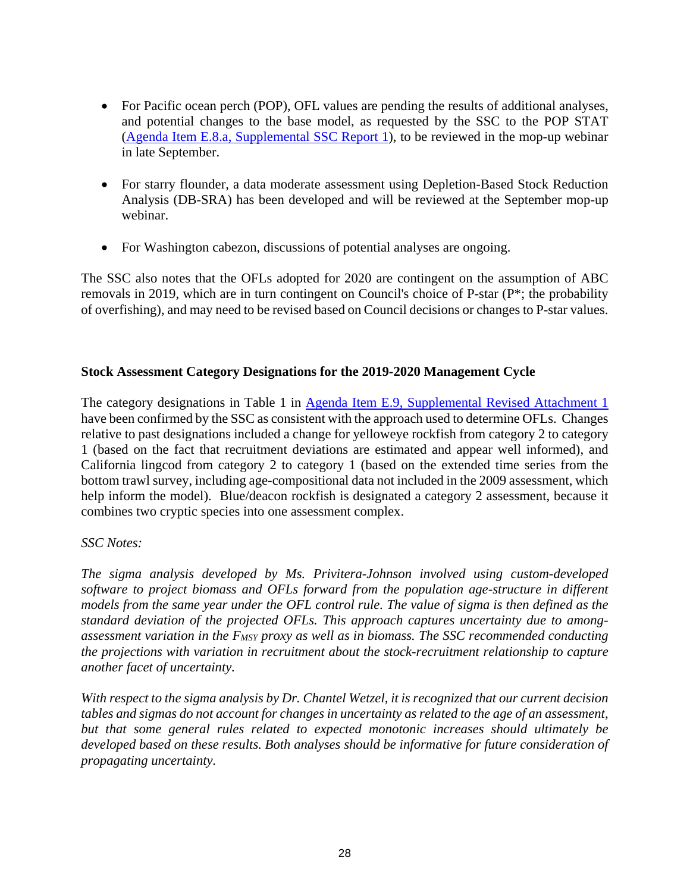- For Pacific ocean perch (POP), OFL values are pending the results of additional analyses, and potential changes to the base model, as requested by the SSC to the POP STAT (Agenda Item E.8.a, Supplemental SSC Report 1), to be reviewed in the mop-up webinar in late September.

- For starry flounder, a data moderate assessment using Depletion-Based Stock Reduction Analysis (DB-SRA) has been developed and will be reviewed at the September mop-up webinar.

- For Washington cabezon, discussions of potential analyses are ongoing.

The SSC also notes that the OFLs adopted for 2020 are contingent on the assumption of ABC removals in 2019, which are in turn contingent on Council's choice of P-star (P*; the probability of overfishing), and may need to be revised based on Council decisions or changes to P-star values.

**Stock Assessment Category Designations for the 2019-2020 Management Cycle**

The category designations in Table 1 in Agenda Item E.9, Supplemental Revised Attachment 1 have been confirmed by the SSC as consistent with the approach used to determine OFLs. Changes relative to past designations included a change for yelloweye rockfish from category 2 to category 1 (based on the fact that recruitment deviations are estimated and appear well informed), and California lingcod from category 2 to category 1 (based on the extended time series from the bottom trawl survey, including age-compositional data not included in the 2009 assessment, which help inform the model). Blue/deacon rockfish is designated a category 2 assessment, because it combines two cryptic species into one assessment complex.

*SSC Notes:*

*The sigma analysis developed by Ms. Privitera-Johnson involved using custom-developed software to project biomass and OFLs forward from the population age-structure in different models from the same year under the OFL control rule. The value of sigma is then defined as the standard deviation of the projected OFLs. This approach captures uncertainty due to among-assessment variation in the $F_{MSY}$ proxy as well as in biomass. The SSC recommended conducting the projections with variation in recruitment about the stock-recruitment relationship to capture another facet of uncertainty.*

*With respect to the sigma analysis by Dr. Chantel Wetzel, it is recognized that our current decision tables and sigmas do not account for changes in uncertainty as related to the age of an assessment, but that some general rules related to expected monotonic increases should ultimately be developed based on these results. Both analyses should be informative for future consideration of propagating uncertainty.*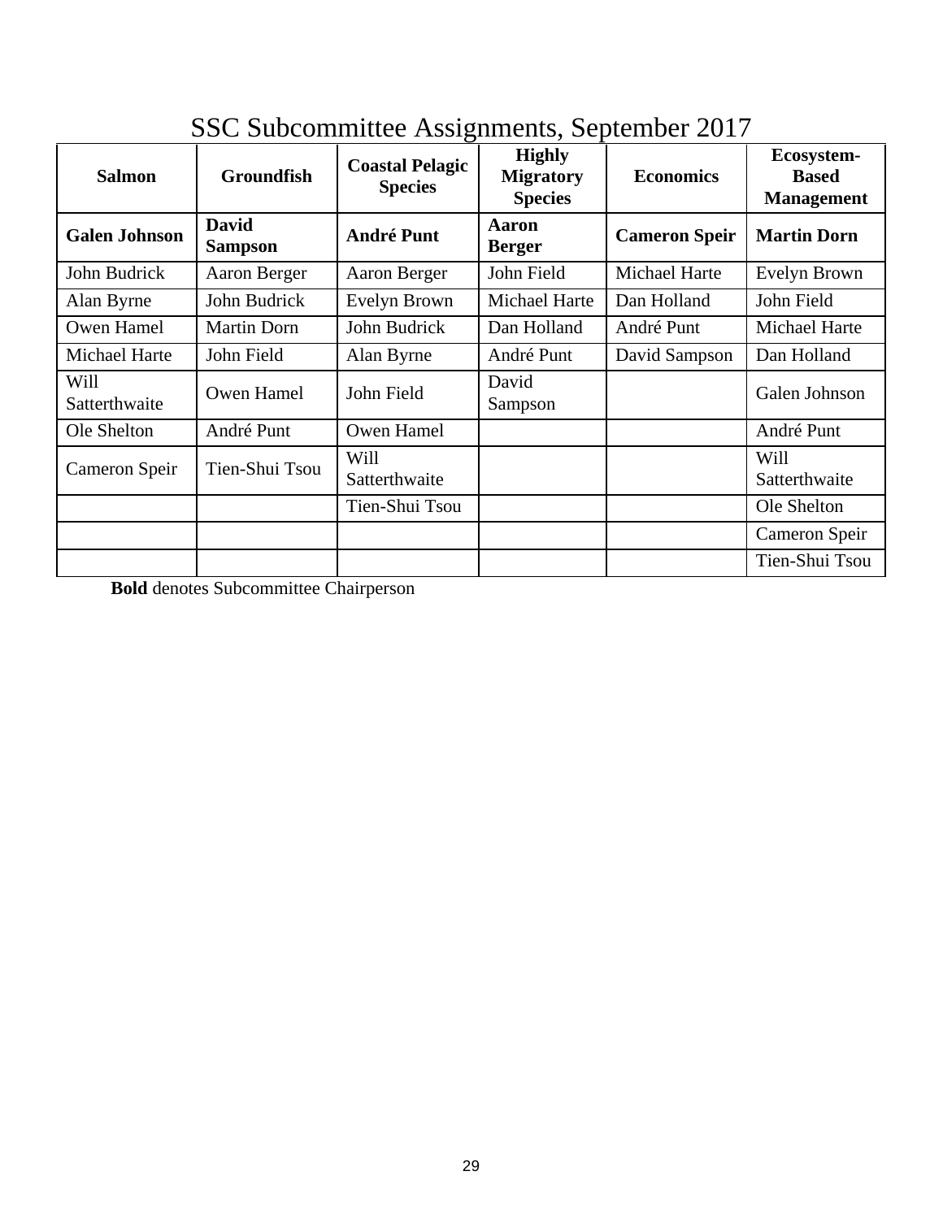# SSC Subcommittee Assignments, September 2017

| Salmon | Groundfish | Coastal Pelagic Species | Highly Migratory Species | Economics | Ecosystem-Based Management |
|---|---|---|---|---|---|
| **Galen Johnson** | **David Sampson** | **André Punt** | **Aaron Berger** | **Cameron Speir** | **Martin Dorn** |
| John Budrick | Aaron Berger | Aaron Berger | John Field | Michael Harte | Evelyn Brown |
| Alan Byrne | John Budrick | Evelyn Brown | Michael Harte | Dan Holland | John Field |
| Owen Hamel | Martin Dorn | John Budrick | Dan Holland | André Punt | Michael Harte |
| Michael Harte | John Field | Alan Byrne | André Punt | David Sampson | Dan Holland |
| Will Satterthwaite | Owen Hamel | John Field | David Sampson | | Galen Johnson |
| Ole Shelton | André Punt | Owen Hamel | | | André Punt |
| Cameron Speir | Tien-Shui Tsou | Will Satterthwaite | | | Will Satterthwaite |
| | | Tien-Shui Tsou | | | Ole Shelton |
| | | | | | Cameron Speir |
| | | | | | Tien-Shui Tsou |

**Bold** denotes Subcommittee Chairperson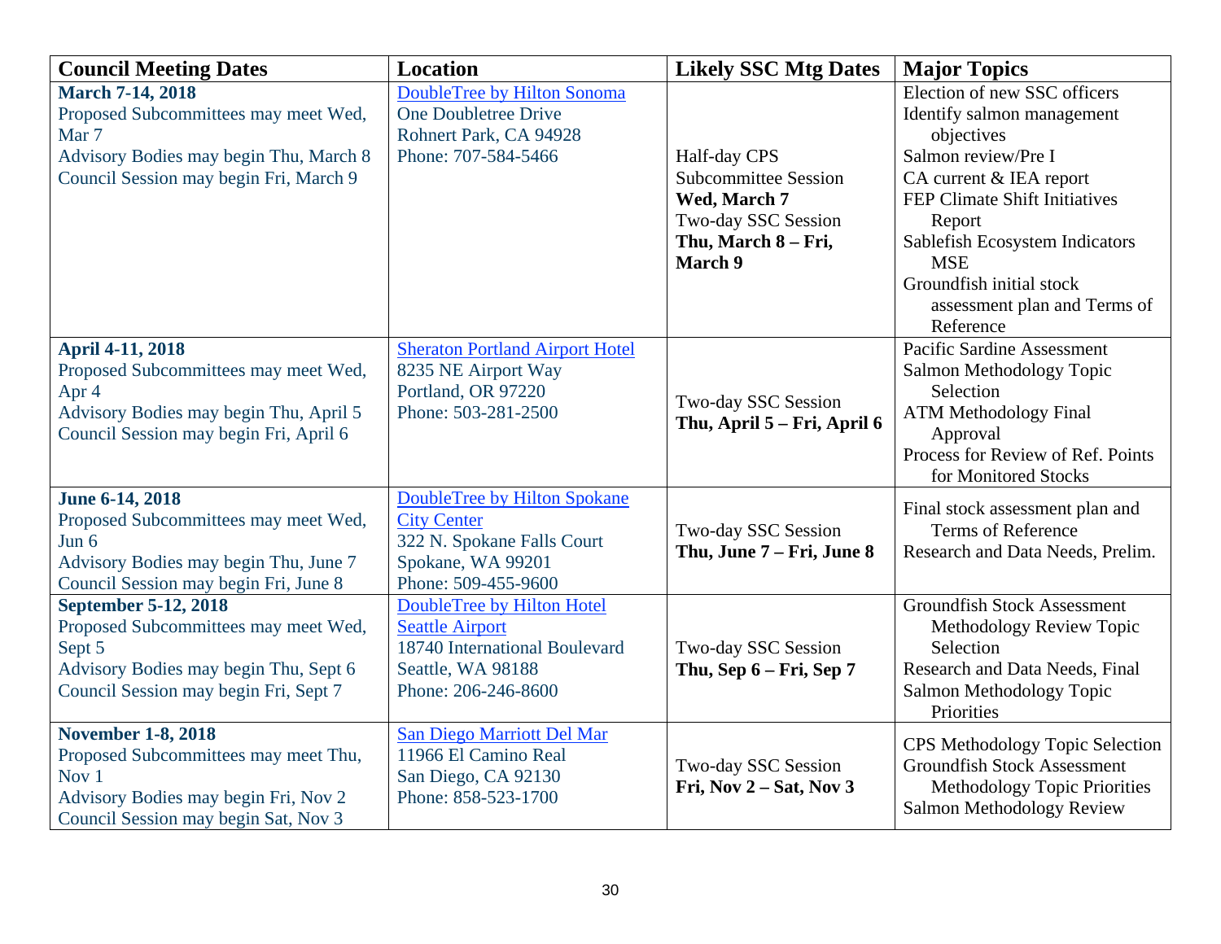| Council Meeting Dates | Location | Likely SSC Mtg Dates | Major Topics |
|---|---|---|---|
| **March 7-14, 2018**<br>Proposed Subcommittees may meet Wed, Mar 7<br>Advisory Bodies may begin Thu, March 8<br>Council Session may begin Fri, March 9 | DoubleTree by Hilton Sonoma<br>One Doubletree Drive<br>Rohnert Park, CA 94928<br>Phone: 707-584-5466 | Half-day CPS Subcommittee Session<br>**Wed, March 7**<br>Two-day SSC Session<br>**Thu, March 8 – Fri, March 9** | Election of new SSC officers<br>Identify salmon management objectives<br>Salmon review/Pre I<br>CA current & IEA report<br>FEP Climate Shift Initiatives Report<br>Sablefish Ecosystem Indicators MSE<br>Groundfish initial stock assessment plan and Terms of Reference |
| **April 4-11, 2018**<br>Proposed Subcommittees may meet Wed, Apr 4<br>Advisory Bodies may begin Thu, April 5<br>Council Session may begin Fri, April 6 | Sheraton Portland Airport Hotel<br>8235 NE Airport Way<br>Portland, OR 97220<br>Phone: 503-281-2500 | Two-day SSC Session<br>**Thu, April 5 – Fri, April 6** | Pacific Sardine Assessment<br>Salmon Methodology Topic Selection<br>ATM Methodology Final Approval<br>Process for Review of Ref. Points for Monitored Stocks |
| **June 6-14, 2018**<br>Proposed Subcommittees may meet Wed, Jun 6<br>Advisory Bodies may begin Thu, June 7<br>Council Session may begin Fri, June 8 | DoubleTree by Hilton Spokane City Center<br>322 N. Spokane Falls Court<br>Spokane, WA 99201<br>Phone: 509-455-9600 | Two-day SSC Session<br>**Thu, June 7 – Fri, June 8** | Final stock assessment plan and Terms of Reference<br>Research and Data Needs, Prelim. |
| **September 5-12, 2018**<br>Proposed Subcommittees may meet Wed, Sept 5<br>Advisory Bodies may begin Thu, Sept 6<br>Council Session may begin Fri, Sept 7 | DoubleTree by Hilton Hotel Seattle Airport<br>18740 International Boulevard<br>Seattle, WA 98188<br>Phone: 206-246-8600 | Two-day SSC Session<br>**Thu, Sep 6 – Fri, Sep 7** | Groundfish Stock Assessment Methodology Review Topic Selection<br>Research and Data Needs, Final<br>Salmon Methodology Topic Priorities |
| **November 1-8, 2018**<br>Proposed Subcommittees may meet Thu, Nov 1<br>Advisory Bodies may begin Fri, Nov 2<br>Council Session may begin Sat, Nov 3 | San Diego Marriott Del Mar<br>11966 El Camino Real<br>San Diego, CA 92130<br>Phone: 858-523-1700 | Two-day SSC Session<br>**Fri, Nov 2 – Sat, Nov 3** | CPS Methodology Topic Selection<br>Groundfish Stock Assessment Methodology Topic Priorities<br>Salmon Methodology Review |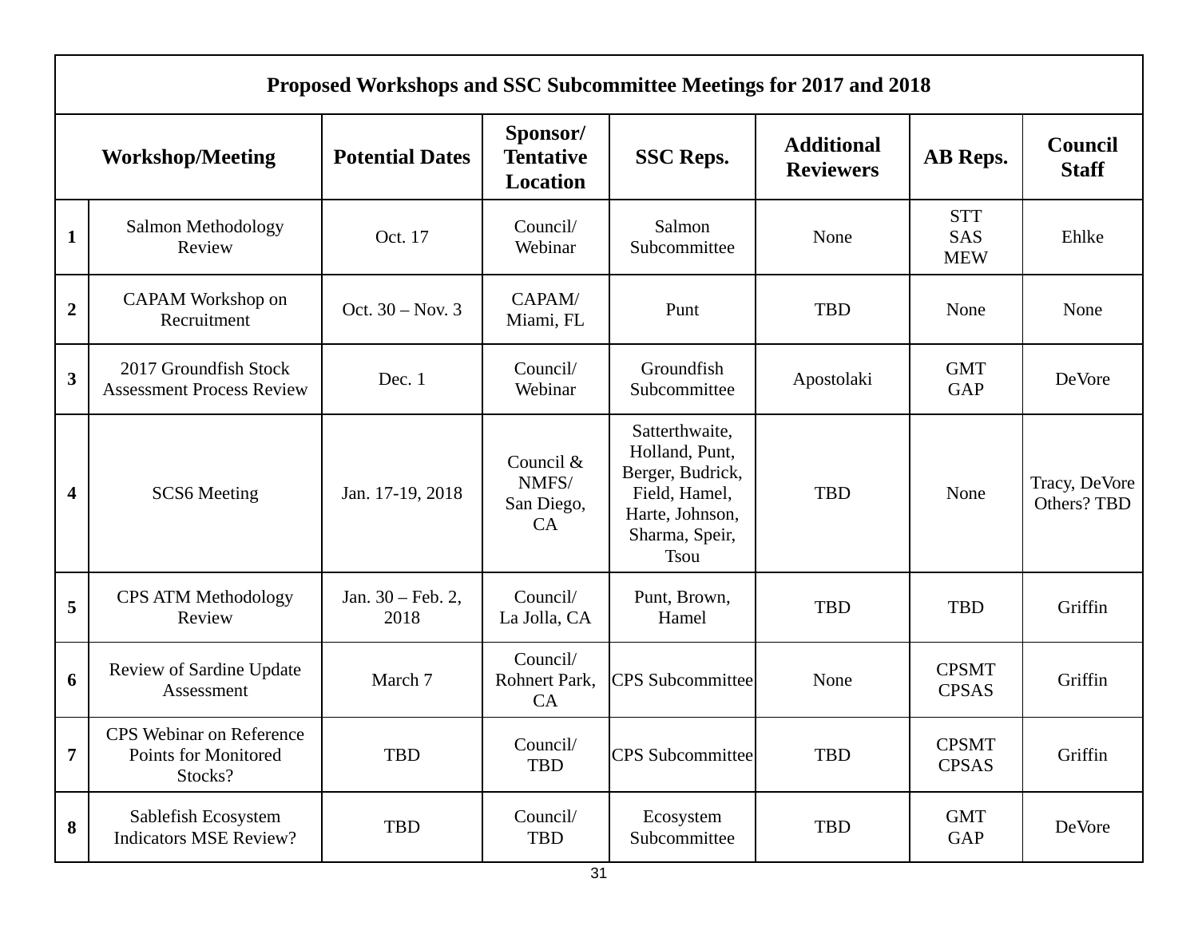| Proposed Workshops and SSC Subcommittee Meetings for 2017 and 2018 | | | | | | | |
|---|---|---|---|---|---|---|---|
| Workshop/Meeting | | Potential Dates | Sponsor/ Tentative Location | SSC Reps. | Additional Reviewers | AB Reps. | Council Staff |
| **1** | Salmon Methodology Review | Oct. 17 | Council/ Webinar | Salmon Subcommittee | None | STT SAS MEW | Ehlke |
| **2** | CAPAM Workshop on Recruitment | Oct. 30 – Nov. 3 | CAPAM/ Miami, FL | Punt | TBD | None | None |
| **3** | 2017 Groundfish Stock Assessment Process Review | Dec. 1 | Council/ Webinar | Groundfish Subcommittee | Apostolaki | GMT GAP | DeVore |
| **4** | SCS6 Meeting | Jan. 17-19, 2018 | Council & NMFS/ San Diego, CA | Satterthwaite, Holland, Punt, Berger, Budrick, Field, Hamel, Harte, Johnson, Sharma, Speir, Tsou | TBD | None | Tracy, DeVore Others? TBD |
| **5** | CPS ATM Methodology Review | Jan. 30 – Feb. 2, 2018 | Council/ La Jolla, CA | Punt, Brown, Hamel | TBD | TBD | Griffin |
| **6** | Review of Sardine Update Assessment | March 7 | Council/ Rohnert Park, CA | CPS Subcommittee | None | CPSMT CPSAS | Griffin |
| **7** | CPS Webinar on Reference Points for Monitored Stocks? | TBD | Council/ TBD | CPS Subcommittee | TBD | CPSMT CPSAS | Griffin |
| **8** | Sablefish Ecosystem Indicators MSE Review? | TBD | Council/ TBD | Ecosystem Subcommittee | TBD | GMT GAP | DeVore |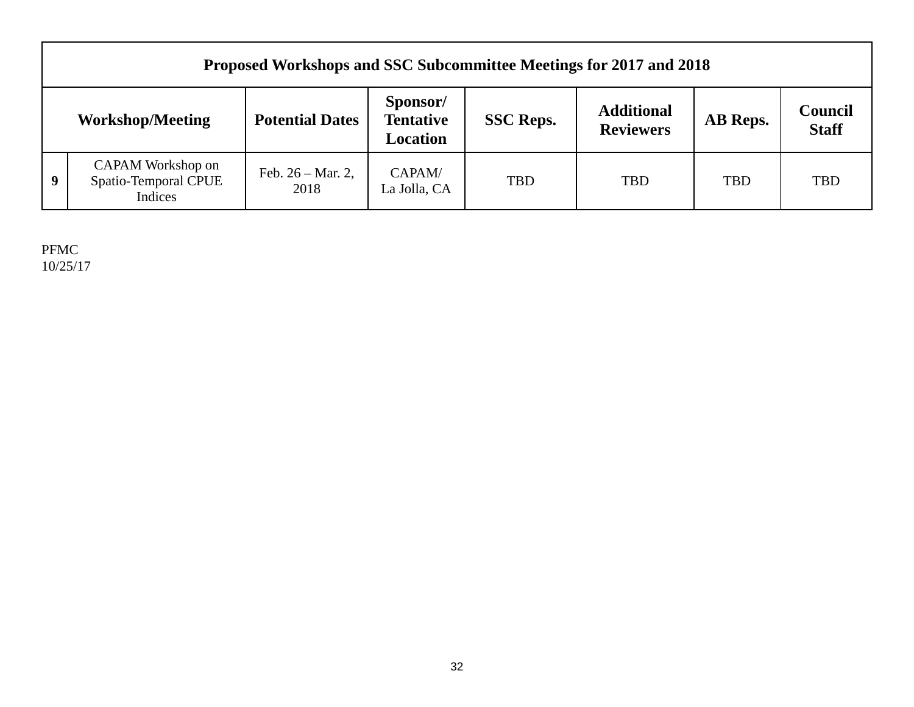| Proposed Workshops and SSC Subcommittee Meetings for 2017 and 2018 | | | | | | | |
|---|---|---|---|---|---|---|---|
| **Workshop/Meeting** | | **Potential Dates** | **Sponsor/ Tentative Location** | **SSC Reps.** | **Additional Reviewers** | **AB Reps.** | **Council Staff** |
| **9** | CAPAM Workshop on Spatio-Temporal CPUE Indices | Feb. 26 – Mar. 2, 2018 | CAPAM/ La Jolla, CA | TBD | TBD | TBD | TBD |

PFMC
10/25/17